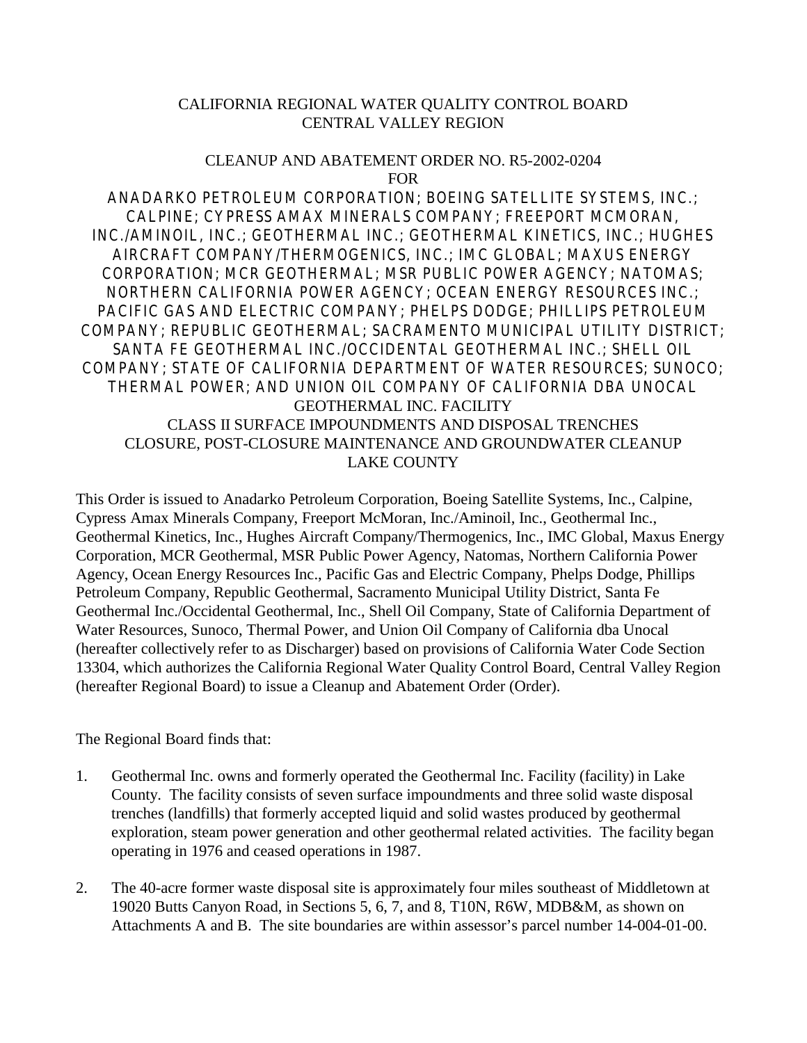CALIFORNIA REGIONAL WATER QUALITY CONTROL BOARD
CENTRAL VALLEY REGION

CLEANUP AND ABATEMENT ORDER NO. R5-2002-0204
FOR
ANADARKO PETROLEUM CORPORATION; BOEING SATELLITE SYSTEMS, INC.; CALPINE; CYPRESS AMAX MINERALS COMPANY; FREEPORT MCMORAN, INC./AMINOIL, INC.; GEOTHERMAL INC.; GEOTHERMAL KINETICS, INC.; HUGHES AIRCRAFT COMPANY/THERMOGENICS, INC.; IMC GLOBAL; MAXUS ENERGY CORPORATION; MCR GEOTHERMAL; MSR PUBLIC POWER AGENCY; NATOMAS; NORTHERN CALIFORNIA POWER AGENCY; OCEAN ENERGY RESOURCES INC.; PACIFIC GAS AND ELECTRIC COMPANY; PHELPS DODGE; PHILLIPS PETROLEUM COMPANY; REPUBLIC GEOTHERMAL; SACRAMENTO MUNICIPAL UTILITY DISTRICT; SANTA FE GEOTHERMAL INC./OCCIDENTAL GEOTHERMAL INC.; SHELL OIL COMPANY; STATE OF CALIFORNIA DEPARTMENT OF WATER RESOURCES; SUNOCO; THERMAL POWER; AND UNION OIL COMPANY OF CALIFORNIA DBA UNOCAL
GEOTHERMAL INC. FACILITY
CLASS II SURFACE IMPOUNDMENTS AND DISPOSAL TRENCHES
CLOSURE, POST-CLOSURE MAINTENANCE AND GROUNDWATER CLEANUP
LAKE COUNTY

This Order is issued to Anadarko Petroleum Corporation, Boeing Satellite Systems, Inc., Calpine, Cypress Amax Minerals Company, Freeport McMoran, Inc./Aminoil, Inc., Geothermal Inc., Geothermal Kinetics, Inc., Hughes Aircraft Company/Thermogenics, Inc., IMC Global, Maxus Energy Corporation, MCR Geothermal, MSR Public Power Agency, Natomas, Northern California Power Agency, Ocean Energy Resources Inc., Pacific Gas and Electric Company, Phelps Dodge, Phillips Petroleum Company, Republic Geothermal, Sacramento Municipal Utility District, Santa Fe Geothermal Inc./Occidental Geothermal, Inc., Shell Oil Company, State of California Department of Water Resources, Sunoco, Thermal Power, and Union Oil Company of California dba Unocal (hereafter collectively refer to as Discharger) based on provisions of California Water Code Section 13304, which authorizes the California Regional Water Quality Control Board, Central Valley Region (hereafter Regional Board) to issue a Cleanup and Abatement Order (Order).

The Regional Board finds that:

1. Geothermal Inc. owns and formerly operated the Geothermal Inc. Facility (facility) in Lake County. The facility consists of seven surface impoundments and three solid waste disposal trenches (landfills) that formerly accepted liquid and solid wastes produced by geothermal exploration, steam power generation and other geothermal related activities. The facility began operating in 1976 and ceased operations in 1987.

2. The 40-acre former waste disposal site is approximately four miles southeast of Middletown at 19020 Butts Canyon Road, in Sections 5, 6, 7, and 8, T10N, R6W, MDB&M, as shown on Attachments A and B. The site boundaries are within assessor's parcel number 14-004-01-00.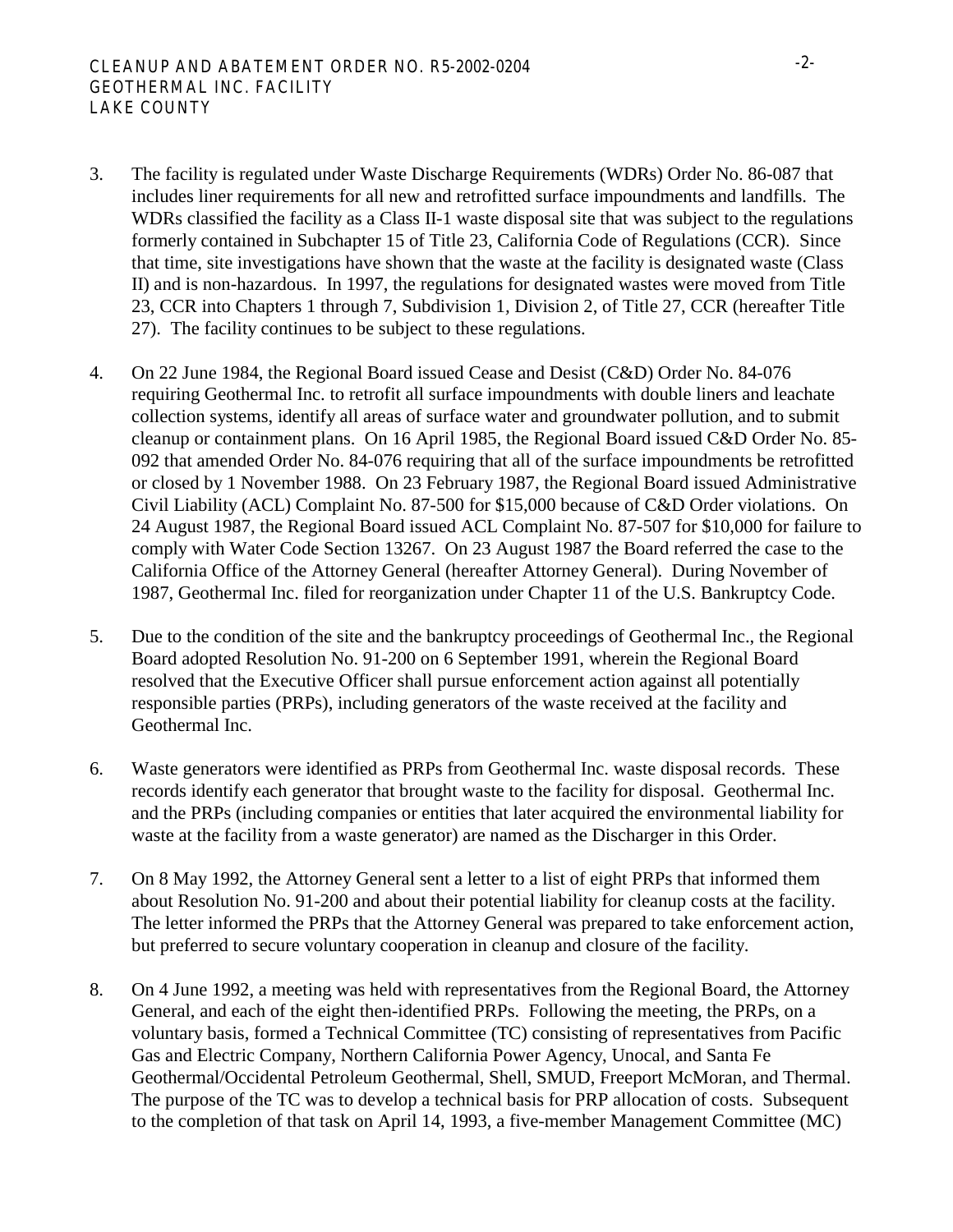3. The facility is regulated under Waste Discharge Requirements (WDRs) Order No. 86-087 that includes liner requirements for all new and retrofitted surface impoundments and landfills. The WDRs classified the facility as a Class II-1 waste disposal site that was subject to the regulations formerly contained in Subchapter 15 of Title 23, California Code of Regulations (CCR). Since that time, site investigations have shown that the waste at the facility is designated waste (Class II) and is non-hazardous. In 1997, the regulations for designated wastes were moved from Title 23, CCR into Chapters 1 through 7, Subdivision 1, Division 2, of Title 27, CCR (hereafter Title 27). The facility continues to be subject to these regulations.

4. On 22 June 1984, the Regional Board issued Cease and Desist (C&D) Order No. 84-076 requiring Geothermal Inc. to retrofit all surface impoundments with double liners and leachate collection systems, identify all areas of surface water and groundwater pollution, and to submit cleanup or containment plans. On 16 April 1985, the Regional Board issued C&D Order No. 85-092 that amended Order No. 84-076 requiring that all of the surface impoundments be retrofitted or closed by 1 November 1988. On 23 February 1987, the Regional Board issued Administrative Civil Liability (ACL) Complaint No. 87-500 for $15,000 because of C&D Order violations. On 24 August 1987, the Regional Board issued ACL Complaint No. 87-507 for $10,000 for failure to comply with Water Code Section 13267. On 23 August 1987 the Board referred the case to the California Office of the Attorney General (hereafter Attorney General). During November of 1987, Geothermal Inc. filed for reorganization under Chapter 11 of the U.S. Bankruptcy Code.

5. Due to the condition of the site and the bankruptcy proceedings of Geothermal Inc., the Regional Board adopted Resolution No. 91-200 on 6 September 1991, wherein the Regional Board resolved that the Executive Officer shall pursue enforcement action against all potentially responsible parties (PRPs), including generators of the waste received at the facility and Geothermal Inc.

6. Waste generators were identified as PRPs from Geothermal Inc. waste disposal records. These records identify each generator that brought waste to the facility for disposal. Geothermal Inc. and the PRPs (including companies or entities that later acquired the environmental liability for waste at the facility from a waste generator) are named as the Discharger in this Order.

7. On 8 May 1992, the Attorney General sent a letter to a list of eight PRPs that informed them about Resolution No. 91-200 and about their potential liability for cleanup costs at the facility. The letter informed the PRPs that the Attorney General was prepared to take enforcement action, but preferred to secure voluntary cooperation in cleanup and closure of the facility.

8. On 4 June 1992, a meeting was held with representatives from the Regional Board, the Attorney General, and each of the eight then-identified PRPs. Following the meeting, the PRPs, on a voluntary basis, formed a Technical Committee (TC) consisting of representatives from Pacific Gas and Electric Company, Northern California Power Agency, Unocal, and Santa Fe Geothermal/Occidental Petroleum Geothermal, Shell, SMUD, Freeport McMoran, and Thermal. The purpose of the TC was to develop a technical basis for PRP allocation of costs. Subsequent to the completion of that task on April 14, 1993, a five-member Management Committee (MC)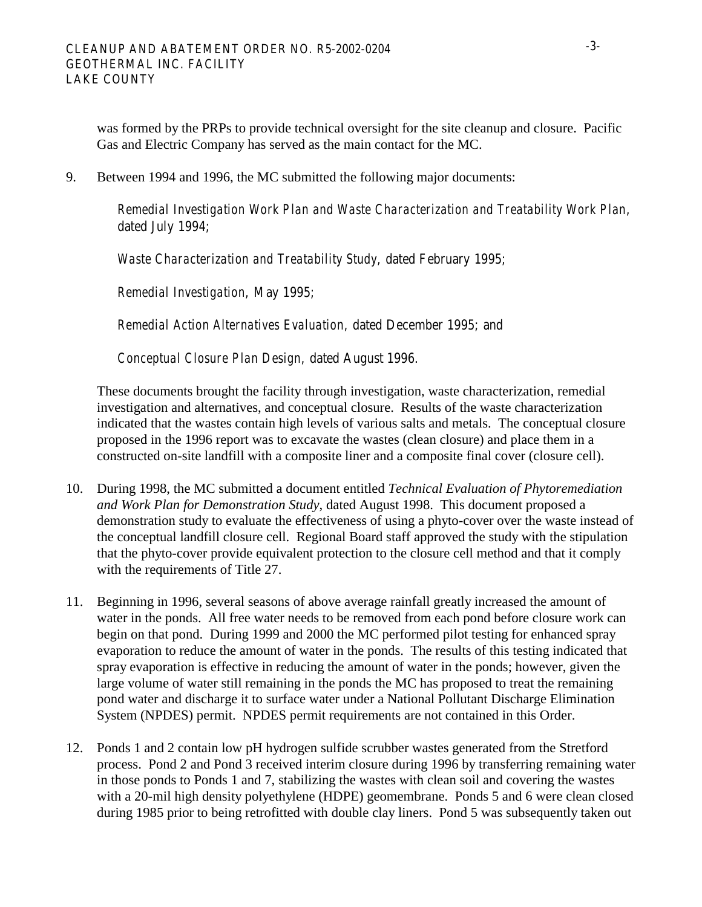was formed by the PRPs to provide technical oversight for the site cleanup and closure. Pacific Gas and Electric Company has served as the main contact for the MC.

9. Between 1994 and 1996, the MC submitted the following major documents:

   *Remedial Investigation Work Plan and Waste Characterization and Treatability Work Plan*, dated July 1994;

   *Waste Characterization and Treatability Study*, dated February 1995;

   *Remedial Investigation*, May 1995;

   *Remedial Action Alternatives Evaluation*, dated December 1995; and

   *Conceptual Closure Plan Design*, dated August 1996.

   These documents brought the facility through investigation, waste characterization, remedial investigation and alternatives, and conceptual closure. Results of the waste characterization indicated that the wastes contain high levels of various salts and metals. The conceptual closure proposed in the 1996 report was to excavate the wastes (clean closure) and place them in a constructed on-site landfill with a composite liner and a composite final cover (closure cell).

10. During 1998, the MC submitted a document entitled *Technical Evaluation of Phytoremediation and Work Plan for Demonstration Study*, dated August 1998. This document proposed a demonstration study to evaluate the effectiveness of using a phyto-cover over the waste instead of the conceptual landfill closure cell. Regional Board staff approved the study with the stipulation that the phyto-cover provide equivalent protection to the closure cell method and that it comply with the requirements of Title 27.

11. Beginning in 1996, several seasons of above average rainfall greatly increased the amount of water in the ponds. All free water needs to be removed from each pond before closure work can begin on that pond. During 1999 and 2000 the MC performed pilot testing for enhanced spray evaporation to reduce the amount of water in the ponds. The results of this testing indicated that spray evaporation is effective in reducing the amount of water in the ponds; however, given the large volume of water still remaining in the ponds the MC has proposed to treat the remaining pond water and discharge it to surface water under a National Pollutant Discharge Elimination System (NPDES) permit. NPDES permit requirements are not contained in this Order.

12. Ponds 1 and 2 contain low pH hydrogen sulfide scrubber wastes generated from the Stretford process. Pond 2 and Pond 3 received interim closure during 1996 by transferring remaining water in those ponds to Ponds 1 and 7, stabilizing the wastes with clean soil and covering the wastes with a 20-mil high density polyethylene (HDPE) geomembrane. Ponds 5 and 6 were clean closed during 1985 prior to being retrofitted with double clay liners. Pond 5 was subsequently taken out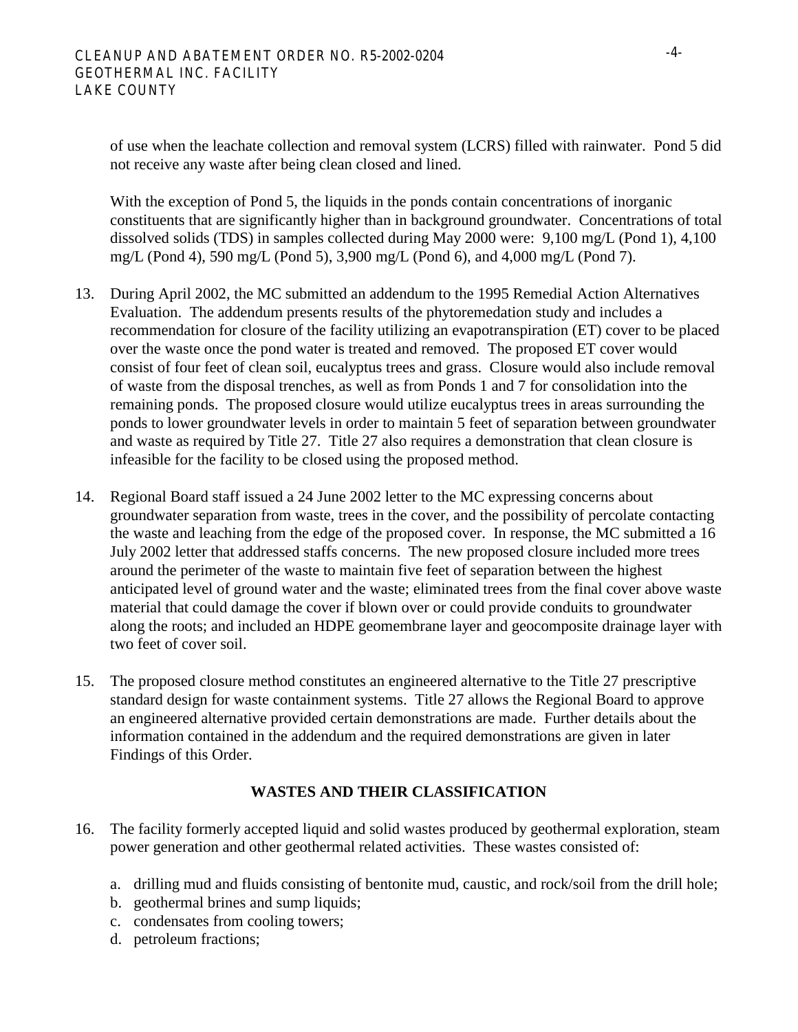of use when the leachate collection and removal system (LCRS) filled with rainwater. Pond 5 did not receive any waste after being clean closed and lined.

With the exception of Pond 5, the liquids in the ponds contain concentrations of inorganic constituents that are significantly higher than in background groundwater. Concentrations of total dissolved solids (TDS) in samples collected during May 2000 were: 9,100 mg/L (Pond 1), 4,100 mg/L (Pond 4), 590 mg/L (Pond 5), 3,900 mg/L (Pond 6), and 4,000 mg/L (Pond 7).

13. During April 2002, the MC submitted an addendum to the 1995 Remedial Action Alternatives Evaluation. The addendum presents results of the phytoremedation study and includes a recommendation for closure of the facility utilizing an evapotranspiration (ET) cover to be placed over the waste once the pond water is treated and removed. The proposed ET cover would consist of four feet of clean soil, eucalyptus trees and grass. Closure would also include removal of waste from the disposal trenches, as well as from Ponds 1 and 7 for consolidation into the remaining ponds. The proposed closure would utilize eucalyptus trees in areas surrounding the ponds to lower groundwater levels in order to maintain 5 feet of separation between groundwater and waste as required by Title 27. Title 27 also requires a demonstration that clean closure is infeasible for the facility to be closed using the proposed method.

14. Regional Board staff issued a 24 June 2002 letter to the MC expressing concerns about groundwater separation from waste, trees in the cover, and the possibility of percolate contacting the waste and leaching from the edge of the proposed cover. In response, the MC submitted a 16 July 2002 letter that addressed staffs concerns. The new proposed closure included more trees around the perimeter of the waste to maintain five feet of separation between the highest anticipated level of ground water and the waste; eliminated trees from the final cover above waste material that could damage the cover if blown over or could provide conduits to groundwater along the roots; and included an HDPE geomembrane layer and geocomposite drainage layer with two feet of cover soil.

15. The proposed closure method constitutes an engineered alternative to the Title 27 prescriptive standard design for waste containment systems. Title 27 allows the Regional Board to approve an engineered alternative provided certain demonstrations are made. Further details about the information contained in the addendum and the required demonstrations are given in later Findings of this Order.

## WASTES AND THEIR CLASSIFICATION

16. The facility formerly accepted liquid and solid wastes produced by geothermal exploration, steam power generation and other geothermal related activities. These wastes consisted of:

    a. drilling mud and fluids consisting of bentonite mud, caustic, and rock/soil from the drill hole;
    b. geothermal brines and sump liquids;
    c. condensates from cooling towers;
    d. petroleum fractions;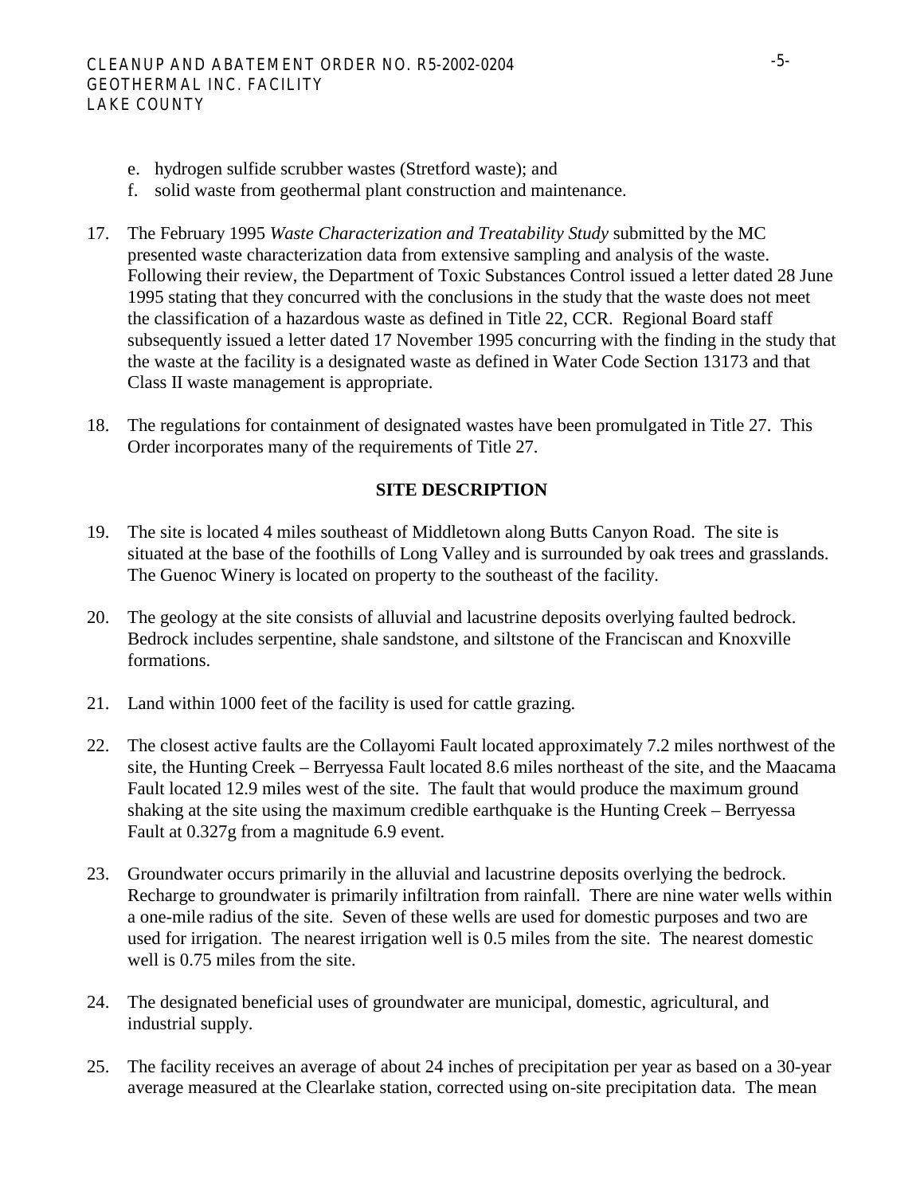e. hydrogen sulfide scrubber wastes (Stretford waste); and
f. solid waste from geothermal plant construction and maintenance.

17. The February 1995 *Waste Characterization and Treatability Study* submitted by the MC presented waste characterization data from extensive sampling and analysis of the waste. Following their review, the Department of Toxic Substances Control issued a letter dated 28 June 1995 stating that they concurred with the conclusions in the study that the waste does not meet the classification of a hazardous waste as defined in Title 22, CCR. Regional Board staff subsequently issued a letter dated 17 November 1995 concurring with the finding in the study that the waste at the facility is a designated waste as defined in Water Code Section 13173 and that Class II waste management is appropriate.

18. The regulations for containment of designated wastes have been promulgated in Title 27. This Order incorporates many of the requirements of Title 27.

**SITE DESCRIPTION**

19. The site is located 4 miles southeast of Middletown along Butts Canyon Road. The site is situated at the base of the foothills of Long Valley and is surrounded by oak trees and grasslands. The Guenoc Winery is located on property to the southeast of the facility.

20. The geology at the site consists of alluvial and lacustrine deposits overlying faulted bedrock. Bedrock includes serpentine, shale sandstone, and siltstone of the Franciscan and Knoxville formations.

21. Land within 1000 feet of the facility is used for cattle grazing.

22. The closest active faults are the Collayomi Fault located approximately 7.2 miles northwest of the site, the Hunting Creek – Berryessa Fault located 8.6 miles northeast of the site, and the Maacama Fault located 12.9 miles west of the site. The fault that would produce the maximum ground shaking at the site using the maximum credible earthquake is the Hunting Creek – Berryessa Fault at 0.327g from a magnitude 6.9 event.

23. Groundwater occurs primarily in the alluvial and lacustrine deposits overlying the bedrock. Recharge to groundwater is primarily infiltration from rainfall. There are nine water wells within a one-mile radius of the site. Seven of these wells are used for domestic purposes and two are used for irrigation. The nearest irrigation well is 0.5 miles from the site. The nearest domestic well is 0.75 miles from the site.

24. The designated beneficial uses of groundwater are municipal, domestic, agricultural, and industrial supply.

25. The facility receives an average of about 24 inches of precipitation per year as based on a 30-year average measured at the Clearlake station, corrected using on-site precipitation data. The mean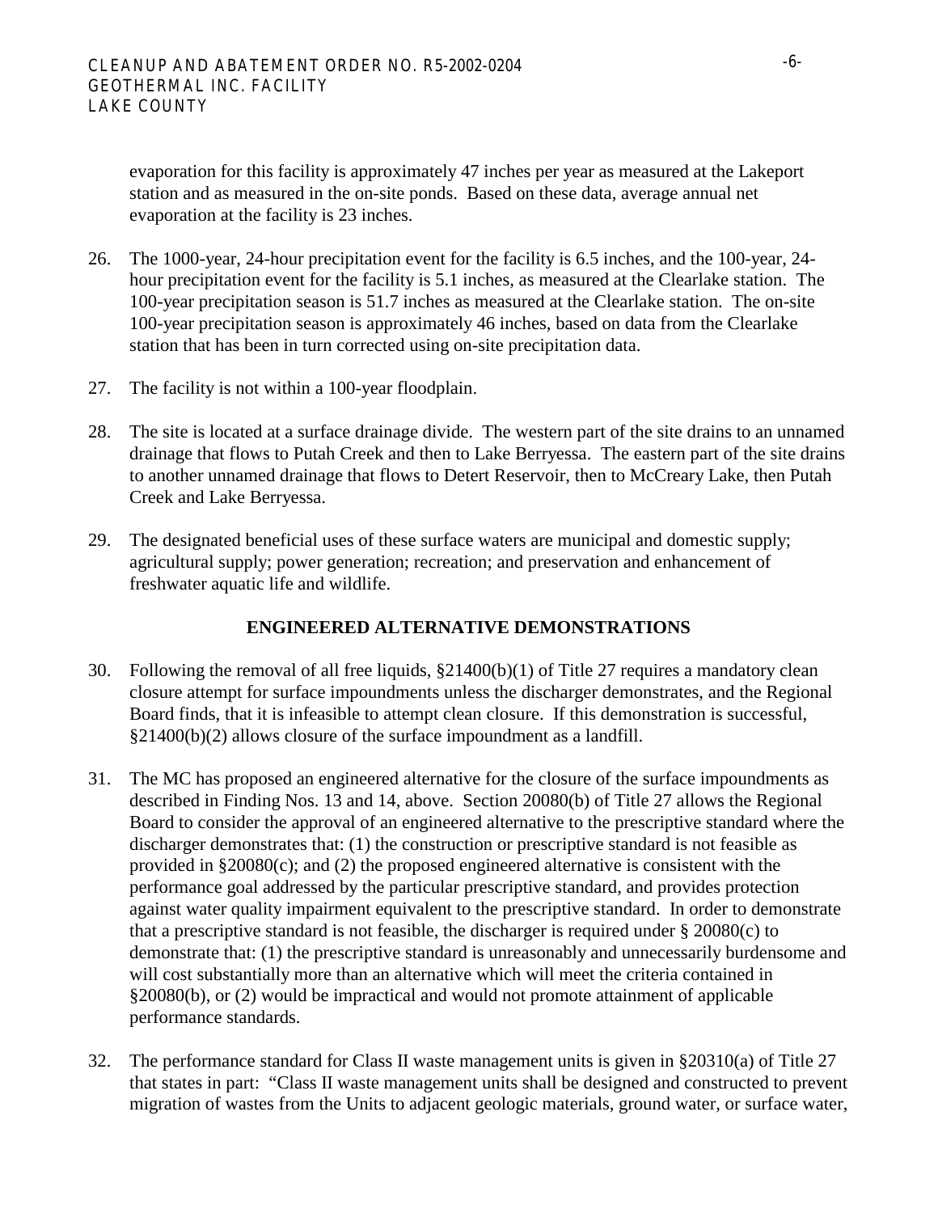evaporation for this facility is approximately 47 inches per year as measured at the Lakeport station and as measured in the on-site ponds. Based on these data, average annual net evaporation at the facility is 23 inches.

26. The 1000-year, 24-hour precipitation event for the facility is 6.5 inches, and the 100-year, 24-hour precipitation event for the facility is 5.1 inches, as measured at the Clearlake station. The 100-year precipitation season is 51.7 inches as measured at the Clearlake station. The on-site 100-year precipitation season is approximately 46 inches, based on data from the Clearlake station that has been in turn corrected using on-site precipitation data.

27. The facility is not within a 100-year floodplain.

28. The site is located at a surface drainage divide. The western part of the site drains to an unnamed drainage that flows to Putah Creek and then to Lake Berryessa. The eastern part of the site drains to another unnamed drainage that flows to Detert Reservoir, then to McCreary Lake, then Putah Creek and Lake Berryessa.

29. The designated beneficial uses of these surface waters are municipal and domestic supply; agricultural supply; power generation; recreation; and preservation and enhancement of freshwater aquatic life and wildlife.

## ENGINEERED ALTERNATIVE DEMONSTRATIONS

30. Following the removal of all free liquids, §21400(b)(1) of Title 27 requires a mandatory clean closure attempt for surface impoundments unless the discharger demonstrates, and the Regional Board finds, that it is infeasible to attempt clean closure. If this demonstration is successful, §21400(b)(2) allows closure of the surface impoundment as a landfill.

31. The MC has proposed an engineered alternative for the closure of the surface impoundments as described in Finding Nos. 13 and 14, above. Section 20080(b) of Title 27 allows the Regional Board to consider the approval of an engineered alternative to the prescriptive standard where the discharger demonstrates that: (1) the construction or prescriptive standard is not feasible as provided in §20080(c); and (2) the proposed engineered alternative is consistent with the performance goal addressed by the particular prescriptive standard, and provides protection against water quality impairment equivalent to the prescriptive standard. In order to demonstrate that a prescriptive standard is not feasible, the discharger is required under § 20080(c) to demonstrate that: (1) the prescriptive standard is unreasonably and unnecessarily burdensome and will cost substantially more than an alternative which will meet the criteria contained in §20080(b), or (2) would be impractical and would not promote attainment of applicable performance standards.

32. The performance standard for Class II waste management units is given in §20310(a) of Title 27 that states in part: "Class II waste management units shall be designed and constructed to prevent migration of wastes from the Units to adjacent geologic materials, ground water, or surface water,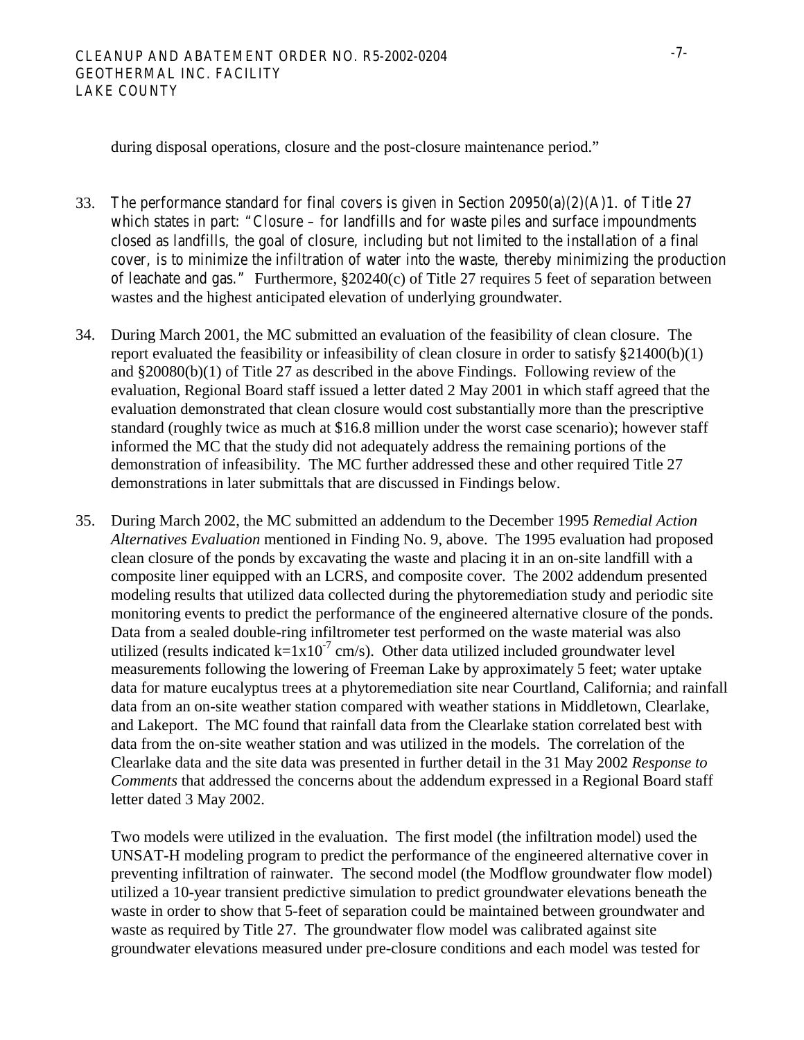during disposal operations, closure and the post-closure maintenance period."

33. The performance standard for final covers is given in Section 20950(a)(2)(A)1. of Title 27 which states in part: "Closure – for landfills and for waste piles and surface impoundments closed as landfills, the goal of closure, including but not limited to the installation of a final cover, is to minimize the infiltration of water into the waste, thereby minimizing the production of leachate and gas." Furthermore, §20240(c) of Title 27 requires 5 feet of separation between wastes and the highest anticipated elevation of underlying groundwater.

34. During March 2001, the MC submitted an evaluation of the feasibility of clean closure. The report evaluated the feasibility or infeasibility of clean closure in order to satisfy §21400(b)(1) and §20080(b)(1) of Title 27 as described in the above Findings. Following review of the evaluation, Regional Board staff issued a letter dated 2 May 2001 in which staff agreed that the evaluation demonstrated that clean closure would cost substantially more than the prescriptive standard (roughly twice as much at \$16.8 million under the worst case scenario); however staff informed the MC that the study did not adequately address the remaining portions of the demonstration of infeasibility. The MC further addressed these and other required Title 27 demonstrations in later submittals that are discussed in Findings below.

35. During March 2002, the MC submitted an addendum to the December 1995 *Remedial Action Alternatives Evaluation* mentioned in Finding No. 9, above. The 1995 evaluation had proposed clean closure of the ponds by excavating the waste and placing it in an on-site landfill with a composite liner equipped with an LCRS, and composite cover. The 2002 addendum presented modeling results that utilized data collected during the phytoremediation study and periodic site monitoring events to predict the performance of the engineered alternative closure of the ponds. Data from a sealed double-ring infiltrometer test performed on the waste material was also utilized (results indicated $k=1x10^{-7}$ cm/s). Other data utilized included groundwater level measurements following the lowering of Freeman Lake by approximately 5 feet; water uptake data for mature eucalyptus trees at a phytoremediation site near Courtland, California; and rainfall data from an on-site weather station compared with weather stations in Middletown, Clearlake, and Lakeport. The MC found that rainfall data from the Clearlake station correlated best with data from the on-site weather station and was utilized in the models. The correlation of the Clearlake data and the site data was presented in further detail in the 31 May 2002 *Response to Comments* that addressed the concerns about the addendum expressed in a Regional Board staff letter dated 3 May 2002.

    Two models were utilized in the evaluation. The first model (the infiltration model) used the UNSAT-H modeling program to predict the performance of the engineered alternative cover in preventing infiltration of rainwater. The second model (the Modflow groundwater flow model) utilized a 10-year transient predictive simulation to predict groundwater elevations beneath the waste in order to show that 5-feet of separation could be maintained between groundwater and waste as required by Title 27. The groundwater flow model was calibrated against site groundwater elevations measured under pre-closure conditions and each model was tested for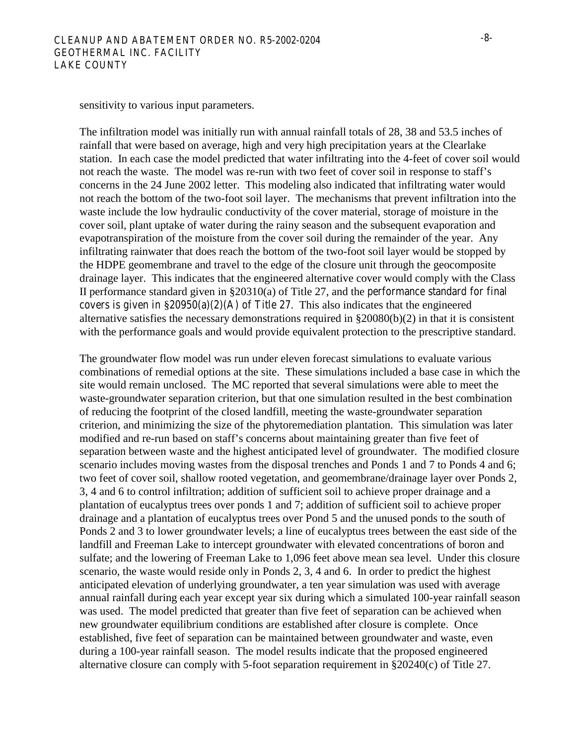sensitivity to various input parameters.

The infiltration model was initially run with annual rainfall totals of 28, 38 and 53.5 inches of rainfall that were based on average, high and very high precipitation years at the Clearlake station. In each case the model predicted that water infiltrating into the 4-feet of cover soil would not reach the waste. The model was re-run with two feet of cover soil in response to staff's concerns in the 24 June 2002 letter. This modeling also indicated that infiltrating water would not reach the bottom of the two-foot soil layer. The mechanisms that prevent infiltration into the waste include the low hydraulic conductivity of the cover material, storage of moisture in the cover soil, plant uptake of water during the rainy season and the subsequent evaporation and evapotranspiration of the moisture from the cover soil during the remainder of the year. Any infiltrating rainwater that does reach the bottom of the two-foot soil layer would be stopped by the HDPE geomembrane and travel to the edge of the closure unit through the geocomposite drainage layer. This indicates that the engineered alternative cover would comply with the Class II performance standard given in §20310(a) of Title 27, and the performance standard for final covers is given in §20950(a)(2)(A) of Title 27. This also indicates that the engineered alternative satisfies the necessary demonstrations required in §20080(b)(2) in that it is consistent with the performance goals and would provide equivalent protection to the prescriptive standard.

The groundwater flow model was run under eleven forecast simulations to evaluate various combinations of remedial options at the site. These simulations included a base case in which the site would remain unclosed. The MC reported that several simulations were able to meet the waste-groundwater separation criterion, but that one simulation resulted in the best combination of reducing the footprint of the closed landfill, meeting the waste-groundwater separation criterion, and minimizing the size of the phytoremediation plantation. This simulation was later modified and re-run based on staff's concerns about maintaining greater than five feet of separation between waste and the highest anticipated level of groundwater. The modified closure scenario includes moving wastes from the disposal trenches and Ponds 1 and 7 to Ponds 4 and 6; two feet of cover soil, shallow rooted vegetation, and geomembrane/drainage layer over Ponds 2, 3, 4 and 6 to control infiltration; addition of sufficient soil to achieve proper drainage and a plantation of eucalyptus trees over ponds 1 and 7; addition of sufficient soil to achieve proper drainage and a plantation of eucalyptus trees over Pond 5 and the unused ponds to the south of Ponds 2 and 3 to lower groundwater levels; a line of eucalyptus trees between the east side of the landfill and Freeman Lake to intercept groundwater with elevated concentrations of boron and sulfate; and the lowering of Freeman Lake to 1,096 feet above mean sea level. Under this closure scenario, the waste would reside only in Ponds 2, 3, 4 and 6. In order to predict the highest anticipated elevation of underlying groundwater, a ten year simulation was used with average annual rainfall during each year except year six during which a simulated 100-year rainfall season was used. The model predicted that greater than five feet of separation can be achieved when new groundwater equilibrium conditions are established after closure is complete. Once established, five feet of separation can be maintained between groundwater and waste, even during a 100-year rainfall season. The model results indicate that the proposed engineered alternative closure can comply with 5-foot separation requirement in §20240(c) of Title 27.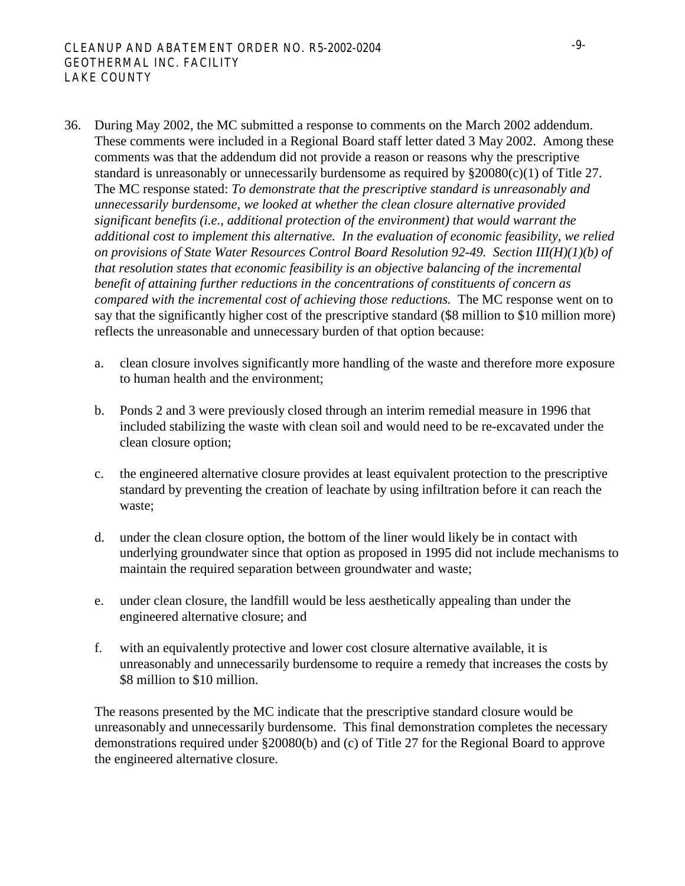36. During May 2002, the MC submitted a response to comments on the March 2002 addendum. These comments were included in a Regional Board staff letter dated 3 May 2002. Among these comments was that the addendum did not provide a reason or reasons why the prescriptive standard is unreasonably or unnecessarily burdensome as required by §20080(c)(1) of Title 27. The MC response stated: *To demonstrate that the prescriptive standard is unreasonably and unnecessarily burdensome, we looked at whether the clean closure alternative provided significant benefits (i.e., additional protection of the environment) that would warrant the additional cost to implement this alternative. In the evaluation of economic feasibility, we relied on provisions of State Water Resources Control Board Resolution 92-49. Section III(H)(1)(b) of that resolution states that economic feasibility is an objective balancing of the incremental benefit of attaining further reductions in the concentrations of constituents of concern as compared with the incremental cost of achieving those reductions.* The MC response went on to say that the significantly higher cost of the prescriptive standard ($8 million to $10 million more) reflects the unreasonable and unnecessary burden of that option because:

    a. clean closure involves significantly more handling of the waste and therefore more exposure to human health and the environment;

    b. Ponds 2 and 3 were previously closed through an interim remedial measure in 1996 that included stabilizing the waste with clean soil and would need to be re-excavated under the clean closure option;

    c. the engineered alternative closure provides at least equivalent protection to the prescriptive standard by preventing the creation of leachate by using infiltration before it can reach the waste;

    d. under the clean closure option, the bottom of the liner would likely be in contact with underlying groundwater since that option as proposed in 1995 did not include mechanisms to maintain the required separation between groundwater and waste;

    e. under clean closure, the landfill would be less aesthetically appealing than under the engineered alternative closure; and

    f. with an equivalently protective and lower cost closure alternative available, it is unreasonably and unnecessarily burdensome to require a remedy that increases the costs by $8 million to $10 million.

    The reasons presented by the MC indicate that the prescriptive standard closure would be unreasonably and unnecessarily burdensome. This final demonstration completes the necessary demonstrations required under §20080(b) and (c) of Title 27 for the Regional Board to approve the engineered alternative closure.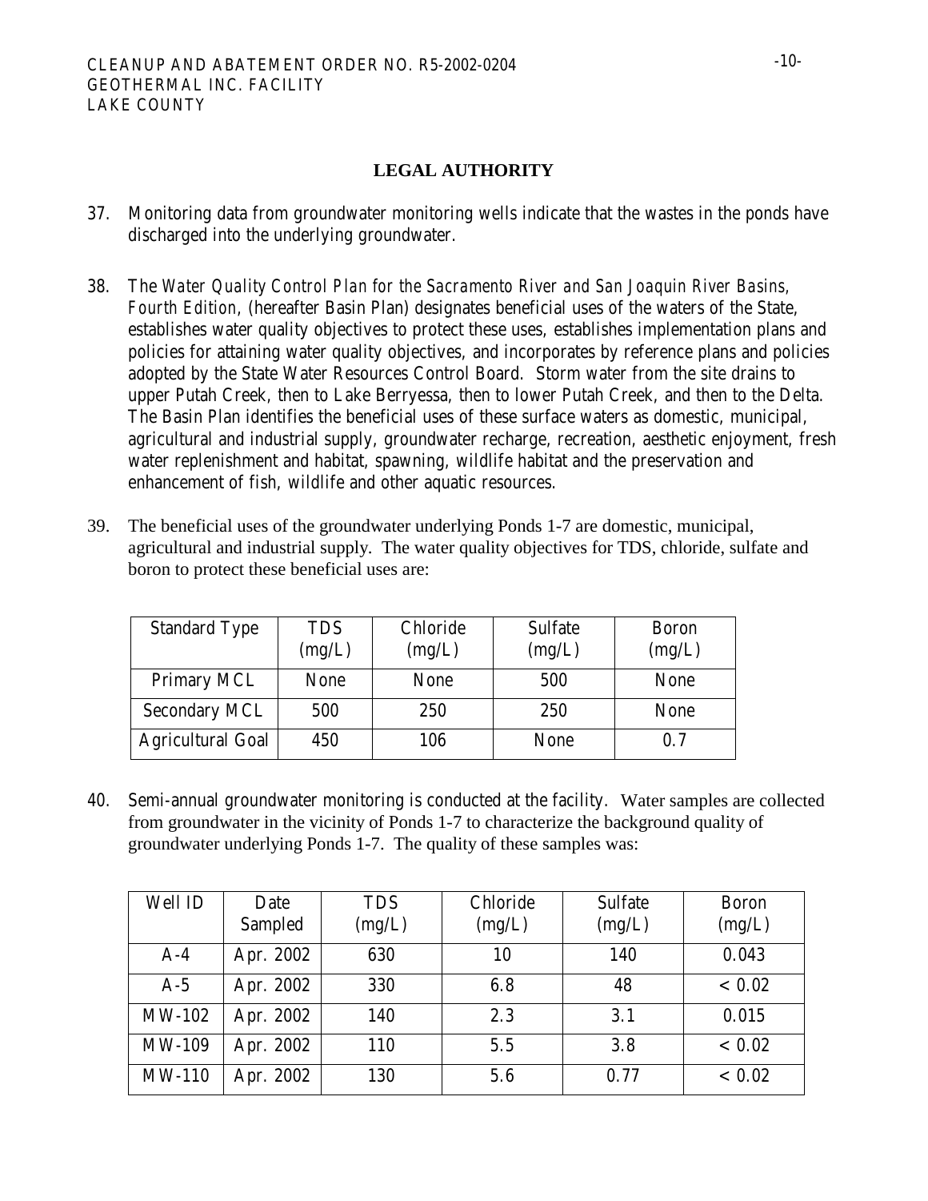## LEGAL AUTHORITY

37. Monitoring data from groundwater monitoring wells indicate that the wastes in the ponds have discharged into the underlying groundwater.

38. The *Water Quality Control Plan for the Sacramento River and San Joaquin River Basins, Fourth Edition*, (hereafter Basin Plan) designates beneficial uses of the waters of the State, establishes water quality objectives to protect these uses, establishes implementation plans and policies for attaining water quality objectives, and incorporates by reference plans and policies adopted by the State Water Resources Control Board. Storm water from the site drains to upper Putah Creek, then to Lake Berryessa, then to lower Putah Creek, and then to the Delta. The Basin Plan identifies the beneficial uses of these surface waters as domestic, municipal, agricultural and industrial supply, groundwater recharge, recreation, aesthetic enjoyment, fresh water replenishment and habitat, spawning, wildlife habitat and the preservation and enhancement of fish, wildlife and other aquatic resources.

39. The beneficial uses of the groundwater underlying Ponds 1-7 are domestic, municipal, agricultural and industrial supply. The water quality objectives for TDS, chloride, sulfate and boron to protect these beneficial uses are:

| Standard Type | TDS (mg/L) | Chloride (mg/L) | Sulfate (mg/L) | Boron (mg/L) |
|---|---|---|---|---|
| Primary MCL | None | None | 500 | None |
| Secondary MCL | 500 | 250 | 250 | None |
| Agricultural Goal | 450 | 106 | None | 0.7 |

40. Semi-annual groundwater monitoring is conducted at the facility. Water samples are collected from groundwater in the vicinity of Ponds 1-7 to characterize the background quality of groundwater underlying Ponds 1-7. The quality of these samples was:

| Well ID | Date Sampled | TDS (mg/L) | Chloride (mg/L) | Sulfate (mg/L) | Boron (mg/L) |
|---|---|---|---|---|---|
| A-4 | Apr. 2002 | 630 | 10 | 140 | 0.043 |
| A-5 | Apr. 2002 | 330 | 6.8 | 48 | < 0.02 |
| MW-102 | Apr. 2002 | 140 | 2.3 | 3.1 | 0.015 |
| MW-109 | Apr. 2002 | 110 | 5.5 | 3.8 | < 0.02 |
| MW-110 | Apr. 2002 | 130 | 5.6 | 0.77 | < 0.02 |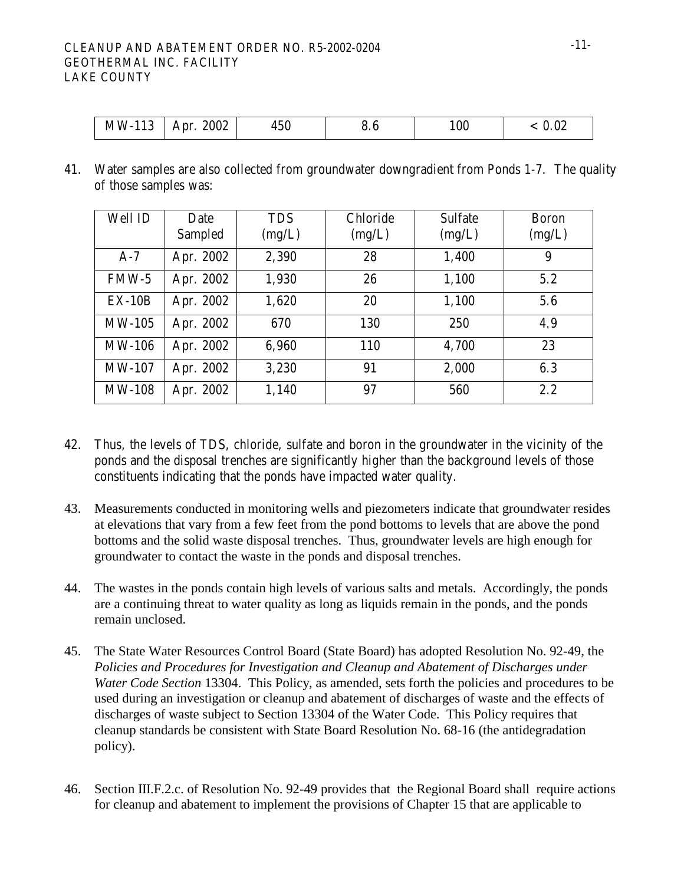| MW-113 | Apr. 2002 | 450 | 8.6 | 100 | < 0.02 |
|---|---|---|---|---|---|

41. Water samples are also collected from groundwater downgradient from Ponds 1-7. The quality of those samples was:

| Well ID | Date Sampled | TDS (mg/L) | Chloride (mg/L) | Sulfate (mg/L) | Boron (mg/L) |
|---|---|---|---|---|---|
| A-7 | Apr. 2002 | 2,390 | 28 | 1,400 | 9 |
| FMW-5 | Apr. 2002 | 1,930 | 26 | 1,100 | 5.2 |
| EX-10B | Apr. 2002 | 1,620 | 20 | 1,100 | 5.6 |
| MW-105 | Apr. 2002 | 670 | 130 | 250 | 4.9 |
| MW-106 | Apr. 2002 | 6,960 | 110 | 4,700 | 23 |
| MW-107 | Apr. 2002 | 3,230 | 91 | 2,000 | 6.3 |
| MW-108 | Apr. 2002 | 1,140 | 97 | 560 | 2.2 |

42. Thus, the levels of TDS, chloride, sulfate and boron in the groundwater in the vicinity of the ponds and the disposal trenches are significantly higher than the background levels of those constituents indicating that the ponds have impacted water quality.

43. Measurements conducted in monitoring wells and piezometers indicate that groundwater resides at elevations that vary from a few feet from the pond bottoms to levels that are above the pond bottoms and the solid waste disposal trenches. Thus, groundwater levels are high enough for groundwater to contact the waste in the ponds and disposal trenches.

44. The wastes in the ponds contain high levels of various salts and metals. Accordingly, the ponds are a continuing threat to water quality as long as liquids remain in the ponds, and the ponds remain unclosed.

45. The State Water Resources Control Board (State Board) has adopted Resolution No. 92-49, the *Policies and Procedures for Investigation and Cleanup and Abatement of Discharges under Water Code Section* 13304. This Policy, as amended, sets forth the policies and procedures to be used during an investigation or cleanup and abatement of discharges of waste and the effects of discharges of waste subject to Section 13304 of the Water Code. This Policy requires that cleanup standards be consistent with State Board Resolution No. 68-16 (the antidegradation policy).

46. Section III.F.2.c. of Resolution No. 92-49 provides that the Regional Board shall require actions for cleanup and abatement to implement the provisions of Chapter 15 that are applicable to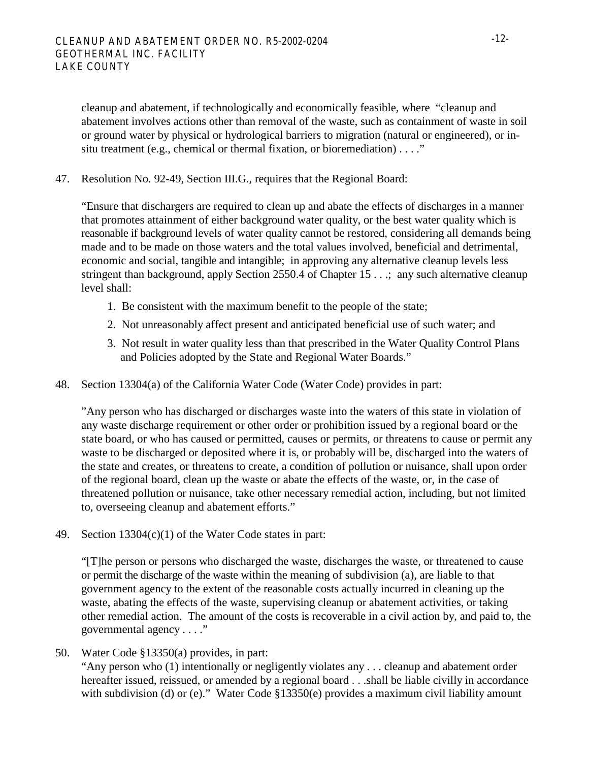cleanup and abatement, if technologically and economically feasible, where "cleanup and abatement involves actions other than removal of the waste, such as containment of waste in soil or ground water by physical or hydrological barriers to migration (natural or engineered), or in-situ treatment (e.g., chemical or thermal fixation, or bioremediation) . . . ."

47. Resolution No. 92-49, Section III.G., requires that the Regional Board:

    "Ensure that dischargers are required to clean up and abate the effects of discharges in a manner that promotes attainment of either background water quality, or the best water quality which is reasonable if background levels of water quality cannot be restored, considering all demands being made and to be made on those waters and the total values involved, beneficial and detrimental, economic and social, tangible and intangible; in approving any alternative cleanup levels less stringent than background, apply Section 2550.4 of Chapter 15 . . .; any such alternative cleanup level shall:

    1. Be consistent with the maximum benefit to the people of the state;
    2. Not unreasonably affect present and anticipated beneficial use of such water; and
    3. Not result in water quality less than that prescribed in the Water Quality Control Plans and Policies adopted by the State and Regional Water Boards."

48. Section 13304(a) of the California Water Code (Water Code) provides in part:

    "Any person who has discharged or discharges waste into the waters of this state in violation of any waste discharge requirement or other order or prohibition issued by a regional board or the state board, or who has caused or permitted, causes or permits, or threatens to cause or permit any waste to be discharged or deposited where it is, or probably will be, discharged into the waters of the state and creates, or threatens to create, a condition of pollution or nuisance, shall upon order of the regional board, clean up the waste or abate the effects of the waste, or, in the case of threatened pollution or nuisance, take other necessary remedial action, including, but not limited to, overseeing cleanup and abatement efforts."

49. Section 13304(c)(1) of the Water Code states in part:

    "[T]he person or persons who discharged the waste, discharges the waste, or threatened to cause or permit the discharge of the waste within the meaning of subdivision (a), are liable to that government agency to the extent of the reasonable costs actually incurred in cleaning up the waste, abating the effects of the waste, supervising cleanup or abatement activities, or taking other remedial action. The amount of the costs is recoverable in a civil action by, and paid to, the governmental agency . . . ."

50. Water Code §13350(a) provides, in part:
    "Any person who (1) intentionally or negligently violates any . . . cleanup and abatement order hereafter issued, reissued, or amended by a regional board . . .shall be liable civilly in accordance with subdivision (d) or (e)." Water Code §13350(e) provides a maximum civil liability amount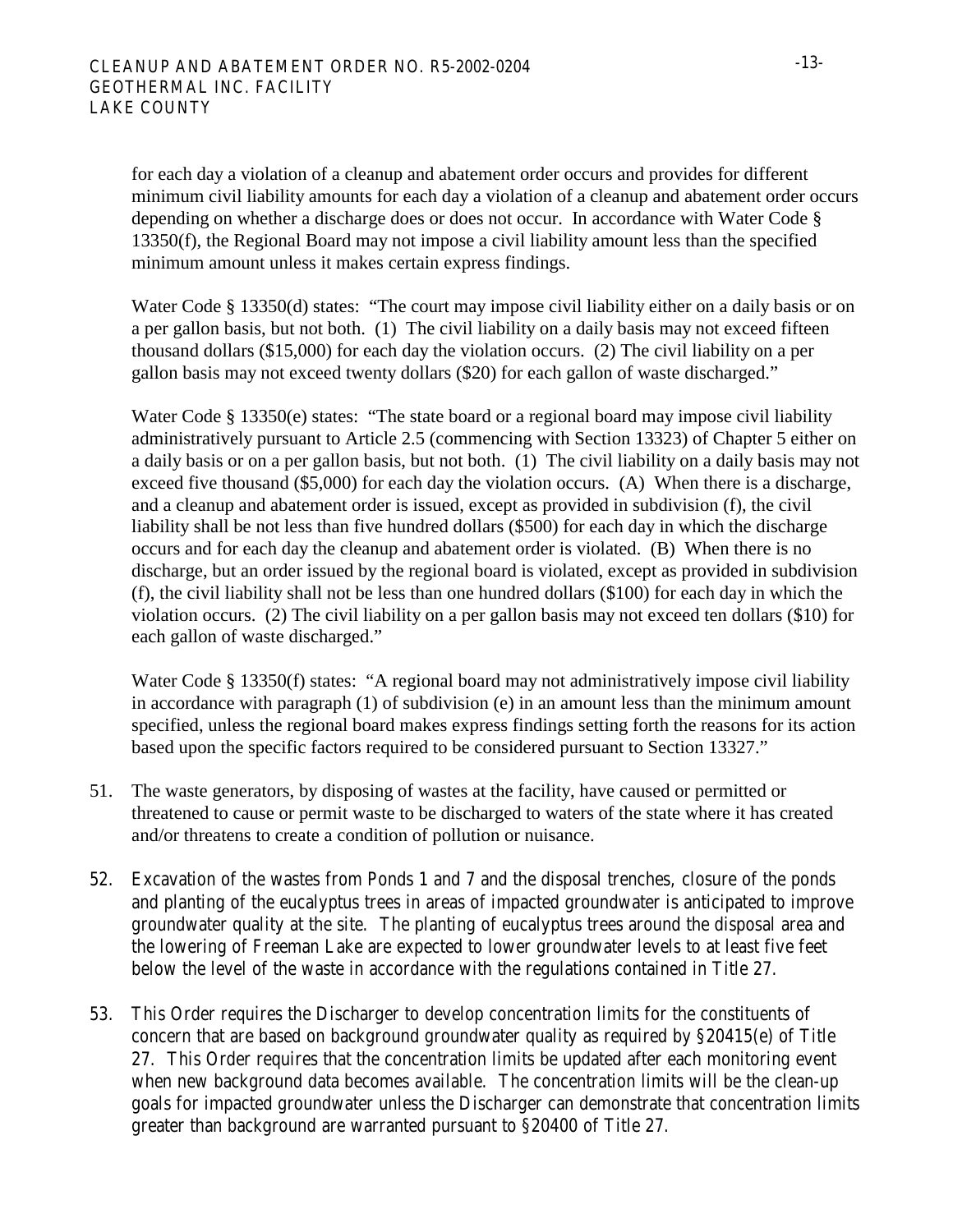for each day a violation of a cleanup and abatement order occurs and provides for different minimum civil liability amounts for each day a violation of a cleanup and abatement order occurs depending on whether a discharge does or does not occur. In accordance with Water Code § 13350(f), the Regional Board may not impose a civil liability amount less than the specified minimum amount unless it makes certain express findings.

Water Code § 13350(d) states: "The court may impose civil liability either on a daily basis or on a per gallon basis, but not both. (1) The civil liability on a daily basis may not exceed fifteen thousand dollars ($15,000) for each day the violation occurs. (2) The civil liability on a per gallon basis may not exceed twenty dollars ($20) for each gallon of waste discharged."

Water Code § 13350(e) states: "The state board or a regional board may impose civil liability administratively pursuant to Article 2.5 (commencing with Section 13323) of Chapter 5 either on a daily basis or on a per gallon basis, but not both. (1) The civil liability on a daily basis may not exceed five thousand ($5,000) for each day the violation occurs. (A) When there is a discharge, and a cleanup and abatement order is issued, except as provided in subdivision (f), the civil liability shall be not less than five hundred dollars ($500) for each day in which the discharge occurs and for each day the cleanup and abatement order is violated. (B) When there is no discharge, but an order issued by the regional board is violated, except as provided in subdivision (f), the civil liability shall not be less than one hundred dollars ($100) for each day in which the violation occurs. (2) The civil liability on a per gallon basis may not exceed ten dollars ($10) for each gallon of waste discharged."

Water Code § 13350(f) states: "A regional board may not administratively impose civil liability in accordance with paragraph (1) of subdivision (e) in an amount less than the minimum amount specified, unless the regional board makes express findings setting forth the reasons for its action based upon the specific factors required to be considered pursuant to Section 13327."

51. The waste generators, by disposing of wastes at the facility, have caused or permitted or threatened to cause or permit waste to be discharged to waters of the state where it has created and/or threatens to create a condition of pollution or nuisance.

52. Excavation of the wastes from Ponds 1 and 7 and the disposal trenches, closure of the ponds and planting of the eucalyptus trees in areas of impacted groundwater is anticipated to improve groundwater quality at the site. The planting of eucalyptus trees around the disposal area and the lowering of Freeman Lake are expected to lower groundwater levels to at least five feet below the level of the waste in accordance with the regulations contained in Title 27.

53. This Order requires the Discharger to develop concentration limits for the constituents of concern that are based on background groundwater quality as required by §20415(e) of Title 27. This Order requires that the concentration limits be updated after each monitoring event when new background data becomes available. The concentration limits will be the clean-up goals for impacted groundwater unless the Discharger can demonstrate that concentration limits greater than background are warranted pursuant to §20400 of Title 27.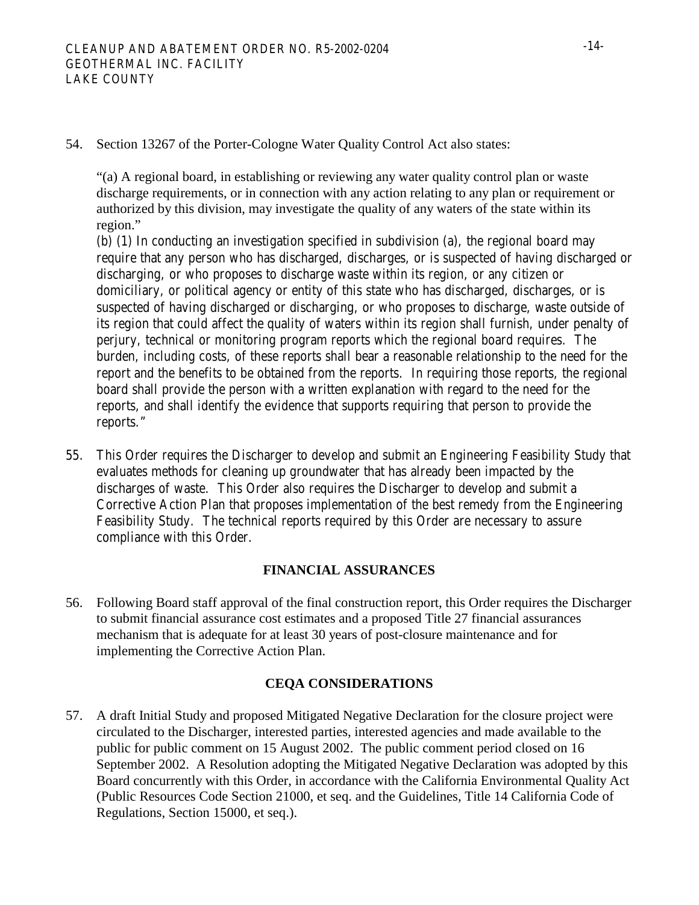54. Section 13267 of the Porter-Cologne Water Quality Control Act also states:

"(a) A regional board, in establishing or reviewing any water quality control plan or waste discharge requirements, or in connection with any action relating to any plan or requirement or authorized by this division, may investigate the quality of any waters of the state within its region."

(b) (1) In conducting an investigation specified in subdivision (a), the regional board may require that any person who has discharged, discharges, or is suspected of having discharged or discharging, or who proposes to discharge waste within its region, or any citizen or domiciliary, or political agency or entity of this state who has discharged, discharges, or is suspected of having discharged or discharging, or who proposes to discharge, waste outside of its region that could affect the quality of waters within its region shall furnish, under penalty of perjury, technical or monitoring program reports which the regional board requires. The burden, including costs, of these reports shall bear a reasonable relationship to the need for the report and the benefits to be obtained from the reports. In requiring those reports, the regional board shall provide the person with a written explanation with regard to the need for the reports, and shall identify the evidence that supports requiring that person to provide the reports."

55. This Order requires the Discharger to develop and submit an Engineering Feasibility Study that evaluates methods for cleaning up groundwater that has already been impacted by the discharges of waste. This Order also requires the Discharger to develop and submit a Corrective Action Plan that proposes implementation of the best remedy from the Engineering Feasibility Study. The technical reports required by this Order are necessary to assure compliance with this Order.

## FINANCIAL ASSURANCES

56. Following Board staff approval of the final construction report, this Order requires the Discharger to submit financial assurance cost estimates and a proposed Title 27 financial assurances mechanism that is adequate for at least 30 years of post-closure maintenance and for implementing the Corrective Action Plan.

## CEQA CONSIDERATIONS

57. A draft Initial Study and proposed Mitigated Negative Declaration for the closure project were circulated to the Discharger, interested parties, interested agencies and made available to the public for public comment on 15 August 2002. The public comment period closed on 16 September 2002. A Resolution adopting the Mitigated Negative Declaration was adopted by this Board concurrently with this Order, in accordance with the California Environmental Quality Act (Public Resources Code Section 21000, et seq. and the Guidelines, Title 14 California Code of Regulations, Section 15000, et seq.).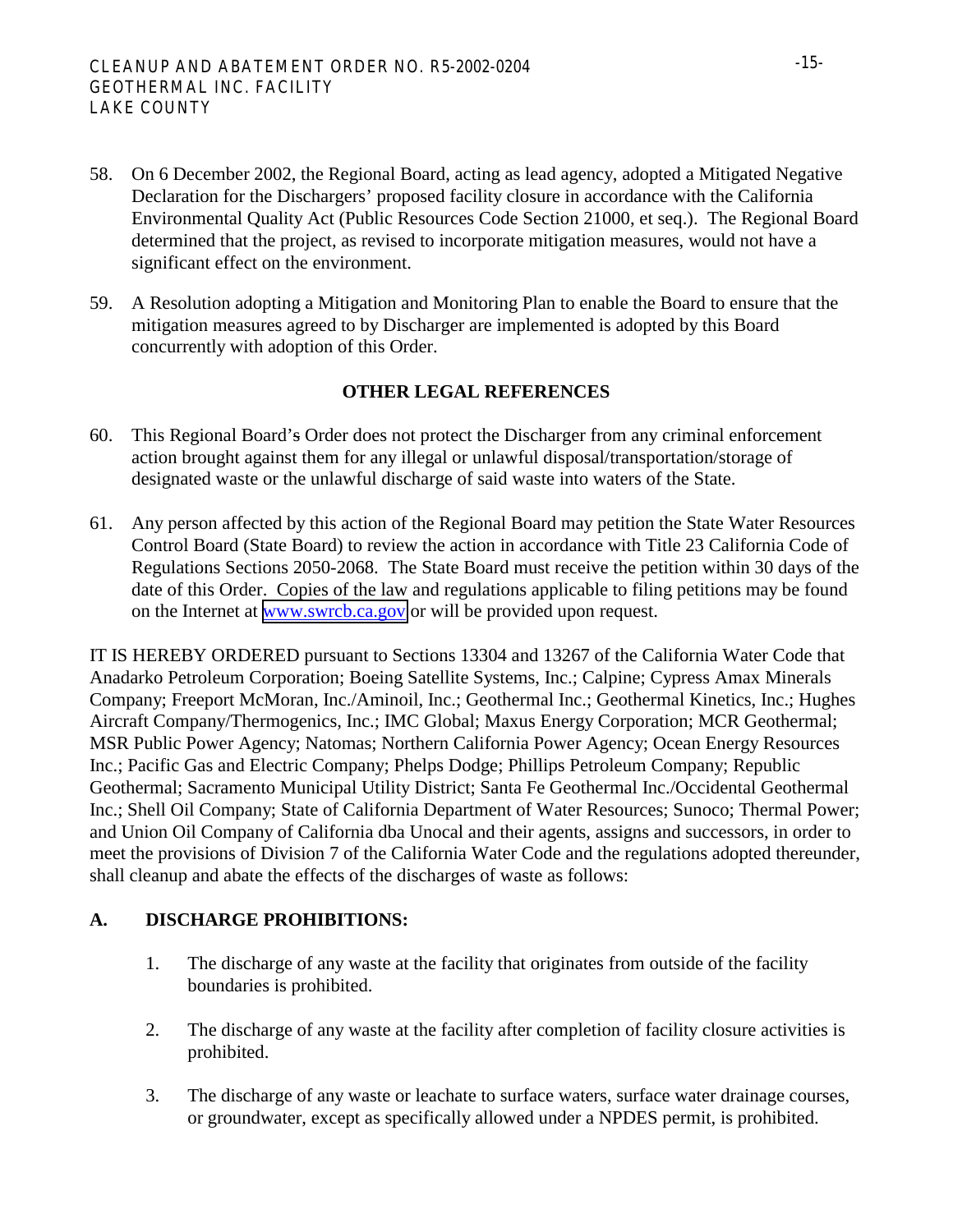58. On 6 December 2002, the Regional Board, acting as lead agency, adopted a Mitigated Negative Declaration for the Dischargers' proposed facility closure in accordance with the California Environmental Quality Act (Public Resources Code Section 21000, et seq.). The Regional Board determined that the project, as revised to incorporate mitigation measures, would not have a significant effect on the environment.

59. A Resolution adopting a Mitigation and Monitoring Plan to enable the Board to ensure that the mitigation measures agreed to by Discharger are implemented is adopted by this Board concurrently with adoption of this Order.

**OTHER LEGAL REFERENCES**

60. This Regional Board's Order does not protect the Discharger from any criminal enforcement action brought against them for any illegal or unlawful disposal/transportation/storage of designated waste or the unlawful discharge of said waste into waters of the State.

61. Any person affected by this action of the Regional Board may petition the State Water Resources Control Board (State Board) to review the action in accordance with Title 23 California Code of Regulations Sections 2050-2068. The State Board must receive the petition within 30 days of the date of this Order. Copies of the law and regulations applicable to filing petitions may be found on the Internet at www.swrcb.ca.gov or will be provided upon request.

IT IS HEREBY ORDERED pursuant to Sections 13304 and 13267 of the California Water Code that Anadarko Petroleum Corporation; Boeing Satellite Systems, Inc.; Calpine; Cypress Amax Minerals Company; Freeport McMoran, Inc./Aminoil, Inc.; Geothermal Inc.; Geothermal Kinetics, Inc.; Hughes Aircraft Company/Thermogenics, Inc.; IMC Global; Maxus Energy Corporation; MCR Geothermal; MSR Public Power Agency; Natomas; Northern California Power Agency; Ocean Energy Resources Inc.; Pacific Gas and Electric Company; Phelps Dodge; Phillips Petroleum Company; Republic Geothermal; Sacramento Municipal Utility District; Santa Fe Geothermal Inc./Occidental Geothermal Inc.; Shell Oil Company; State of California Department of Water Resources; Sunoco; Thermal Power; and Union Oil Company of California dba Unocal and their agents, assigns and successors, in order to meet the provisions of Division 7 of the California Water Code and the regulations adopted thereunder, shall cleanup and abate the effects of the discharges of waste as follows:

## A. DISCHARGE PROHIBITIONS:

1. The discharge of any waste at the facility that originates from outside of the facility boundaries is prohibited.

2. The discharge of any waste at the facility after completion of facility closure activities is prohibited.

3. The discharge of any waste or leachate to surface waters, surface water drainage courses, or groundwater, except as specifically allowed under a NPDES permit, is prohibited.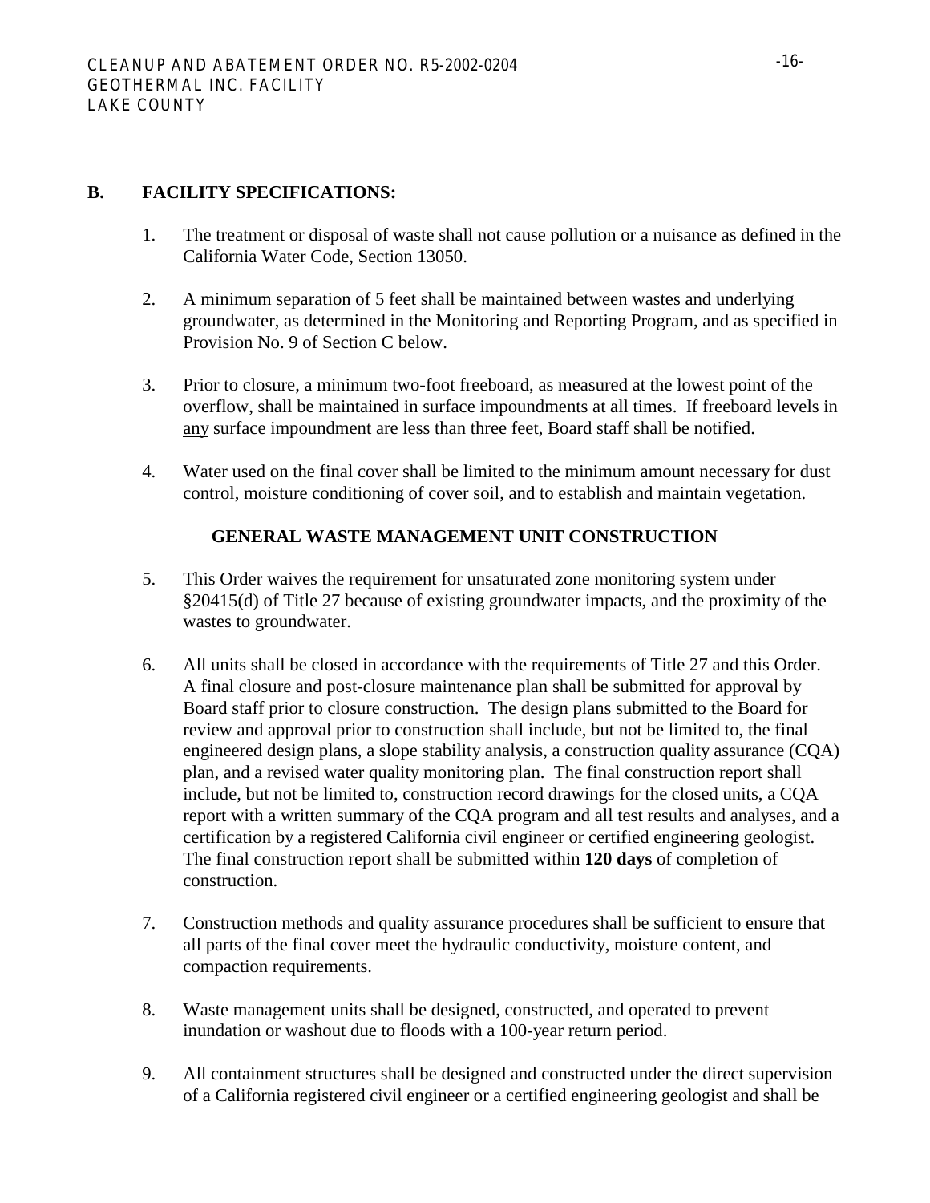## B. FACILITY SPECIFICATIONS:

1. The treatment or disposal of waste shall not cause pollution or a nuisance as defined in the California Water Code, Section 13050.

2. A minimum separation of 5 feet shall be maintained between wastes and underlying groundwater, as determined in the Monitoring and Reporting Program, and as specified in Provision No. 9 of Section C below.

3. Prior to closure, a minimum two-foot freeboard, as measured at the lowest point of the overflow, shall be maintained in surface impoundments at all times. If freeboard levels in <u>any</u> surface impoundment are less than three feet, Board staff shall be notified.

4. Water used on the final cover shall be limited to the minimum amount necessary for dust control, moisture conditioning of cover soil, and to establish and maintain vegetation.

### GENERAL WASTE MANAGEMENT UNIT CONSTRUCTION

5. This Order waives the requirement for unsaturated zone monitoring system under §20415(d) of Title 27 because of existing groundwater impacts, and the proximity of the wastes to groundwater.

6. All units shall be closed in accordance with the requirements of Title 27 and this Order. A final closure and post-closure maintenance plan shall be submitted for approval by Board staff prior to closure construction. The design plans submitted to the Board for review and approval prior to construction shall include, but not be limited to, the final engineered design plans, a slope stability analysis, a construction quality assurance (CQA) plan, and a revised water quality monitoring plan. The final construction report shall include, but not be limited to, construction record drawings for the closed units, a CQA report with a written summary of the CQA program and all test results and analyses, and a certification by a registered California civil engineer or certified engineering geologist. The final construction report shall be submitted within **120 days** of completion of construction.

7. Construction methods and quality assurance procedures shall be sufficient to ensure that all parts of the final cover meet the hydraulic conductivity, moisture content, and compaction requirements.

8. Waste management units shall be designed, constructed, and operated to prevent inundation or washout due to floods with a 100-year return period.

9. All containment structures shall be designed and constructed under the direct supervision of a California registered civil engineer or a certified engineering geologist and shall be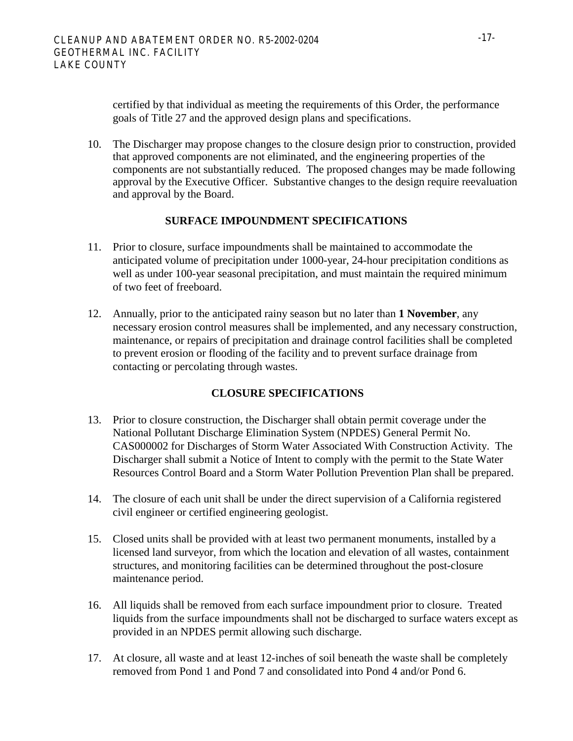certified by that individual as meeting the requirements of this Order, the performance goals of Title 27 and the approved design plans and specifications.

10. The Discharger may propose changes to the closure design prior to construction, provided that approved components are not eliminated, and the engineering properties of the components are not substantially reduced. The proposed changes may be made following approval by the Executive Officer. Substantive changes to the design require reevaluation and approval by the Board.

**SURFACE IMPOUNDMENT SPECIFICATIONS**

11. Prior to closure, surface impoundments shall be maintained to accommodate the anticipated volume of precipitation under 1000-year, 24-hour precipitation conditions as well as under 100-year seasonal precipitation, and must maintain the required minimum of two feet of freeboard.

12. Annually, prior to the anticipated rainy season but no later than **1 November**, any necessary erosion control measures shall be implemented, and any necessary construction, maintenance, or repairs of precipitation and drainage control facilities shall be completed to prevent erosion or flooding of the facility and to prevent surface drainage from contacting or percolating through wastes.

**CLOSURE SPECIFICATIONS**

13. Prior to closure construction, the Discharger shall obtain permit coverage under the National Pollutant Discharge Elimination System (NPDES) General Permit No. CAS000002 for Discharges of Storm Water Associated With Construction Activity. The Discharger shall submit a Notice of Intent to comply with the permit to the State Water Resources Control Board and a Storm Water Pollution Prevention Plan shall be prepared.

14. The closure of each unit shall be under the direct supervision of a California registered civil engineer or certified engineering geologist.

15. Closed units shall be provided with at least two permanent monuments, installed by a licensed land surveyor, from which the location and elevation of all wastes, containment structures, and monitoring facilities can be determined throughout the post-closure maintenance period.

16. All liquids shall be removed from each surface impoundment prior to closure. Treated liquids from the surface impoundments shall not be discharged to surface waters except as provided in an NPDES permit allowing such discharge.

17. At closure, all waste and at least 12-inches of soil beneath the waste shall be completely removed from Pond 1 and Pond 7 and consolidated into Pond 4 and/or Pond 6.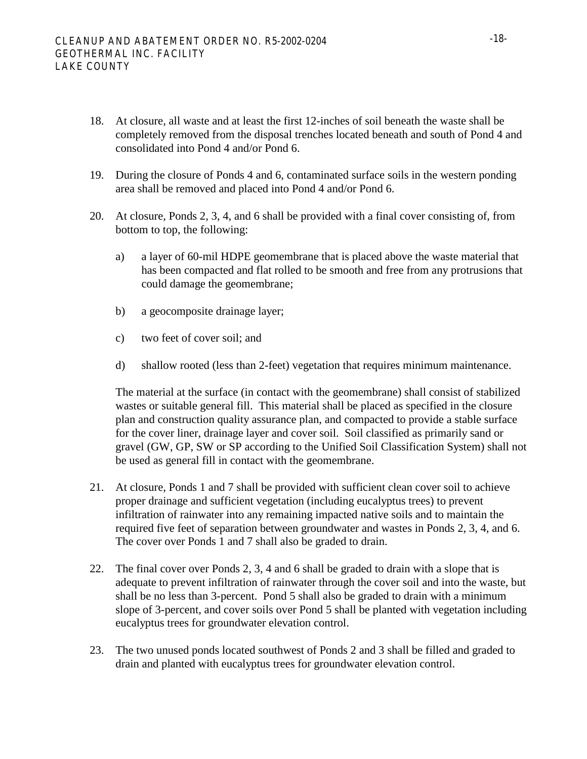18. At closure, all waste and at least the first 12-inches of soil beneath the waste shall be completely removed from the disposal trenches located beneath and south of Pond 4 and consolidated into Pond 4 and/or Pond 6.

19. During the closure of Ponds 4 and 6, contaminated surface soils in the western ponding area shall be removed and placed into Pond 4 and/or Pond 6.

20. At closure, Ponds 2, 3, 4, and 6 shall be provided with a final cover consisting of, from bottom to top, the following:

    a) a layer of 60-mil HDPE geomembrane that is placed above the waste material that has been compacted and flat rolled to be smooth and free from any protrusions that could damage the geomembrane;

    b) a geocomposite drainage layer;

    c) two feet of cover soil; and

    d) shallow rooted (less than 2-feet) vegetation that requires minimum maintenance.

    The material at the surface (in contact with the geomembrane) shall consist of stabilized wastes or suitable general fill. This material shall be placed as specified in the closure plan and construction quality assurance plan, and compacted to provide a stable surface for the cover liner, drainage layer and cover soil. Soil classified as primarily sand or gravel (GW, GP, SW or SP according to the Unified Soil Classification System) shall not be used as general fill in contact with the geomembrane.

21. At closure, Ponds 1 and 7 shall be provided with sufficient clean cover soil to achieve proper drainage and sufficient vegetation (including eucalyptus trees) to prevent infiltration of rainwater into any remaining impacted native soils and to maintain the required five feet of separation between groundwater and wastes in Ponds 2, 3, 4, and 6. The cover over Ponds 1 and 7 shall also be graded to drain.

22. The final cover over Ponds 2, 3, 4 and 6 shall be graded to drain with a slope that is adequate to prevent infiltration of rainwater through the cover soil and into the waste, but shall be no less than 3-percent. Pond 5 shall also be graded to drain with a minimum slope of 3-percent, and cover soils over Pond 5 shall be planted with vegetation including eucalyptus trees for groundwater elevation control.

23. The two unused ponds located southwest of Ponds 2 and 3 shall be filled and graded to drain and planted with eucalyptus trees for groundwater elevation control.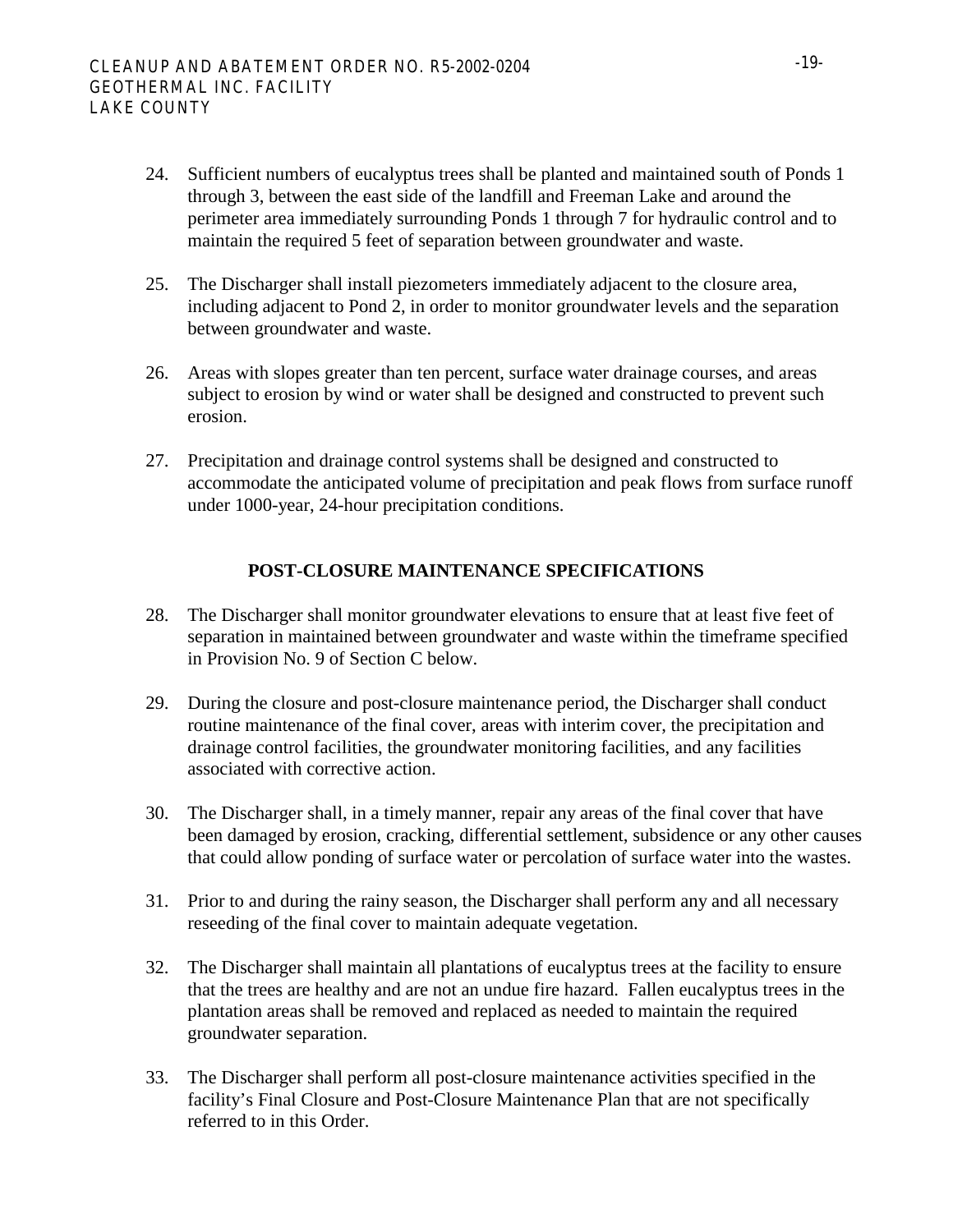24. Sufficient numbers of eucalyptus trees shall be planted and maintained south of Ponds 1 through 3, between the east side of the landfill and Freeman Lake and around the perimeter area immediately surrounding Ponds 1 through 7 for hydraulic control and to maintain the required 5 feet of separation between groundwater and waste.

25. The Discharger shall install piezometers immediately adjacent to the closure area, including adjacent to Pond 2, in order to monitor groundwater levels and the separation between groundwater and waste.

26. Areas with slopes greater than ten percent, surface water drainage courses, and areas subject to erosion by wind or water shall be designed and constructed to prevent such erosion.

27. Precipitation and drainage control systems shall be designed and constructed to accommodate the anticipated volume of precipitation and peak flows from surface runoff under 1000-year, 24-hour precipitation conditions.

**POST-CLOSURE MAINTENANCE SPECIFICATIONS**

28. The Discharger shall monitor groundwater elevations to ensure that at least five feet of separation in maintained between groundwater and waste within the timeframe specified in Provision No. 9 of Section C below.

29. During the closure and post-closure maintenance period, the Discharger shall conduct routine maintenance of the final cover, areas with interim cover, the precipitation and drainage control facilities, the groundwater monitoring facilities, and any facilities associated with corrective action.

30. The Discharger shall, in a timely manner, repair any areas of the final cover that have been damaged by erosion, cracking, differential settlement, subsidence or any other causes that could allow ponding of surface water or percolation of surface water into the wastes.

31. Prior to and during the rainy season, the Discharger shall perform any and all necessary reseeding of the final cover to maintain adequate vegetation.

32. The Discharger shall maintain all plantations of eucalyptus trees at the facility to ensure that the trees are healthy and are not an undue fire hazard. Fallen eucalyptus trees in the plantation areas shall be removed and replaced as needed to maintain the required groundwater separation.

33. The Discharger shall perform all post-closure maintenance activities specified in the facility's Final Closure and Post-Closure Maintenance Plan that are not specifically referred to in this Order.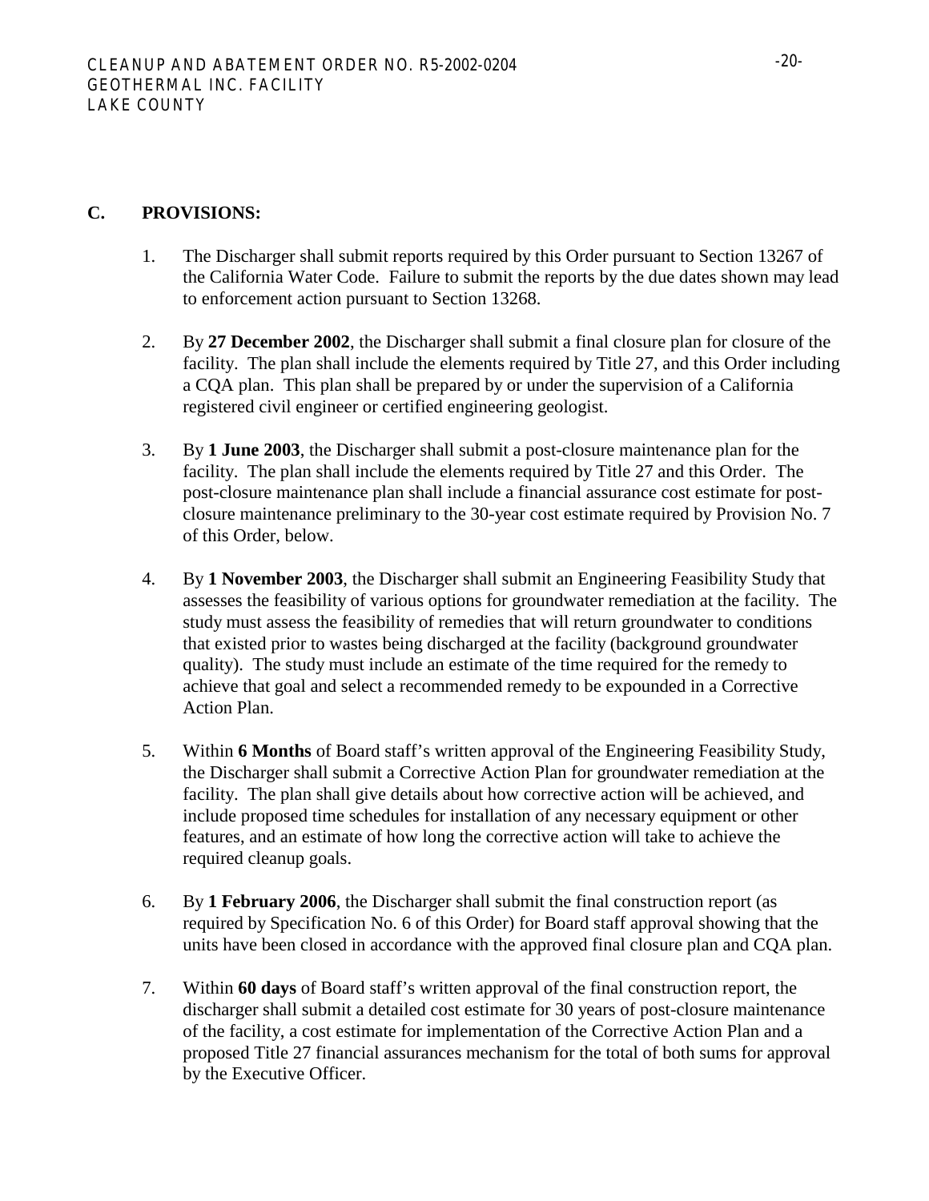## C. PROVISIONS:

1. The Discharger shall submit reports required by this Order pursuant to Section 13267 of the California Water Code. Failure to submit the reports by the due dates shown may lead to enforcement action pursuant to Section 13268.

2. By **27 December 2002**, the Discharger shall submit a final closure plan for closure of the facility. The plan shall include the elements required by Title 27, and this Order including a CQA plan. This plan shall be prepared by or under the supervision of a California registered civil engineer or certified engineering geologist.

3. By **1 June 2003**, the Discharger shall submit a post-closure maintenance plan for the facility. The plan shall include the elements required by Title 27 and this Order. The post-closure maintenance plan shall include a financial assurance cost estimate for post-closure maintenance preliminary to the 30-year cost estimate required by Provision No. 7 of this Order, below.

4. By **1 November 2003**, the Discharger shall submit an Engineering Feasibility Study that assesses the feasibility of various options for groundwater remediation at the facility. The study must assess the feasibility of remedies that will return groundwater to conditions that existed prior to wastes being discharged at the facility (background groundwater quality). The study must include an estimate of the time required for the remedy to achieve that goal and select a recommended remedy to be expounded in a Corrective Action Plan.

5. Within **6 Months** of Board staff's written approval of the Engineering Feasibility Study, the Discharger shall submit a Corrective Action Plan for groundwater remediation at the facility. The plan shall give details about how corrective action will be achieved, and include proposed time schedules for installation of any necessary equipment or other features, and an estimate of how long the corrective action will take to achieve the required cleanup goals.

6. By **1 February 2006**, the Discharger shall submit the final construction report (as required by Specification No. 6 of this Order) for Board staff approval showing that the units have been closed in accordance with the approved final closure plan and CQA plan.

7. Within **60 days** of Board staff's written approval of the final construction report, the discharger shall submit a detailed cost estimate for 30 years of post-closure maintenance of the facility, a cost estimate for implementation of the Corrective Action Plan and a proposed Title 27 financial assurances mechanism for the total of both sums for approval by the Executive Officer.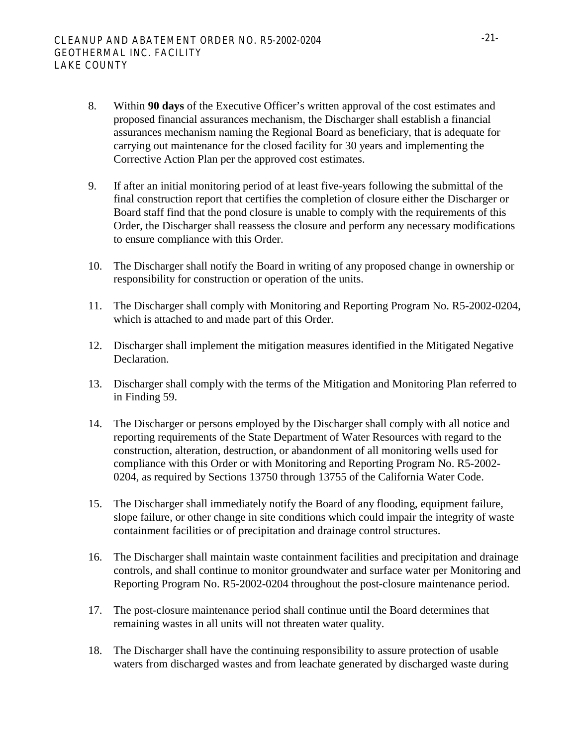8. Within **90 days** of the Executive Officer's written approval of the cost estimates and proposed financial assurances mechanism, the Discharger shall establish a financial assurances mechanism naming the Regional Board as beneficiary, that is adequate for carrying out maintenance for the closed facility for 30 years and implementing the Corrective Action Plan per the approved cost estimates.

9. If after an initial monitoring period of at least five-years following the submittal of the final construction report that certifies the completion of closure either the Discharger or Board staff find that the pond closure is unable to comply with the requirements of this Order, the Discharger shall reassess the closure and perform any necessary modifications to ensure compliance with this Order.

10. The Discharger shall notify the Board in writing of any proposed change in ownership or responsibility for construction or operation of the units.

11. The Discharger shall comply with Monitoring and Reporting Program No. R5-2002-0204, which is attached to and made part of this Order.

12. Discharger shall implement the mitigation measures identified in the Mitigated Negative Declaration.

13. Discharger shall comply with the terms of the Mitigation and Monitoring Plan referred to in Finding 59.

14. The Discharger or persons employed by the Discharger shall comply with all notice and reporting requirements of the State Department of Water Resources with regard to the construction, alteration, destruction, or abandonment of all monitoring wells used for compliance with this Order or with Monitoring and Reporting Program No. R5-2002-0204, as required by Sections 13750 through 13755 of the California Water Code.

15. The Discharger shall immediately notify the Board of any flooding, equipment failure, slope failure, or other change in site conditions which could impair the integrity of waste containment facilities or of precipitation and drainage control structures.

16. The Discharger shall maintain waste containment facilities and precipitation and drainage controls, and shall continue to monitor groundwater and surface water per Monitoring and Reporting Program No. R5-2002-0204 throughout the post-closure maintenance period.

17. The post-closure maintenance period shall continue until the Board determines that remaining wastes in all units will not threaten water quality.

18. The Discharger shall have the continuing responsibility to assure protection of usable waters from discharged wastes and from leachate generated by discharged waste during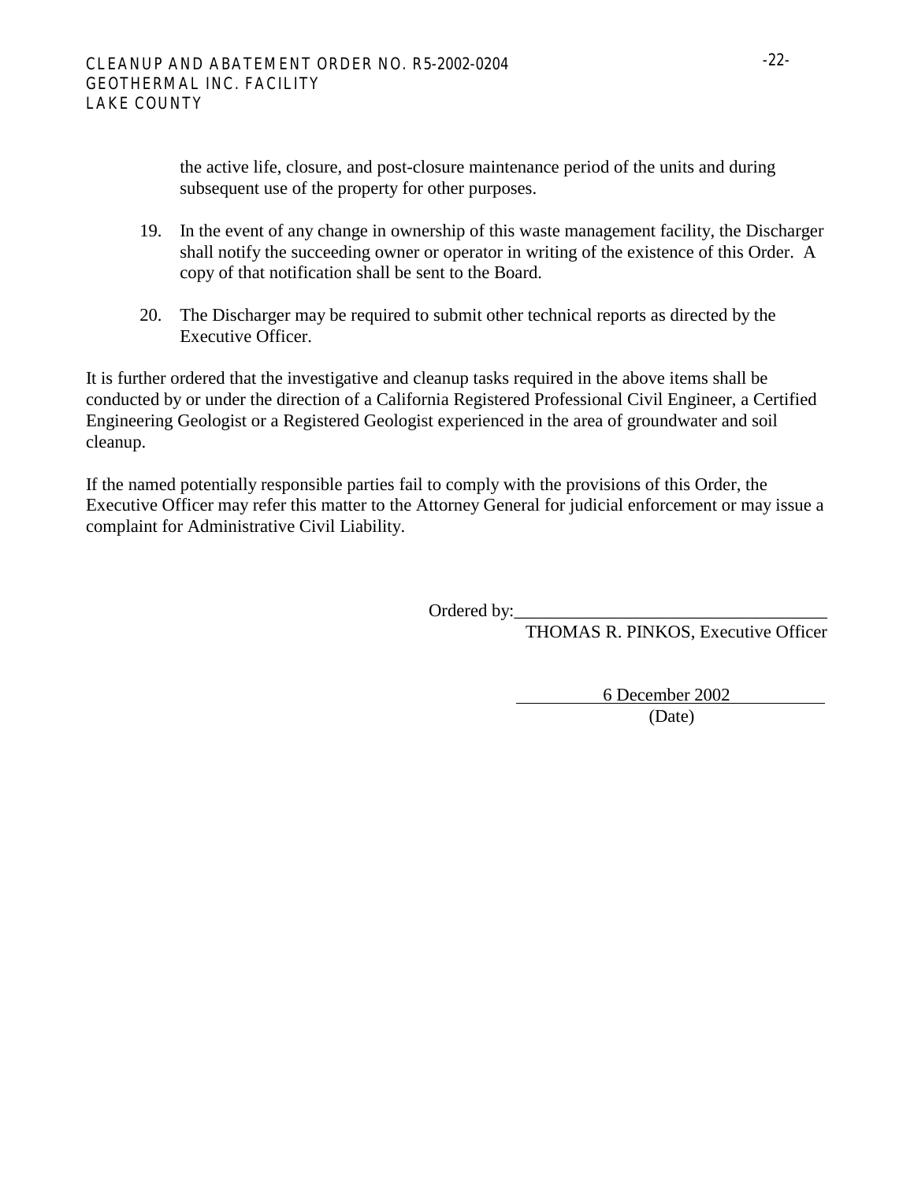the active life, closure, and post-closure maintenance period of the units and during subsequent use of the property for other purposes.

19. In the event of any change in ownership of this waste management facility, the Discharger shall notify the succeeding owner or operator in writing of the existence of this Order. A copy of that notification shall be sent to the Board.

20. The Discharger may be required to submit other technical reports as directed by the Executive Officer.

It is further ordered that the investigative and cleanup tasks required in the above items shall be conducted by or under the direction of a California Registered Professional Civil Engineer, a Certified Engineering Geologist or a Registered Geologist experienced in the area of groundwater and soil cleanup.

If the named potentially responsible parties fail to comply with the provisions of this Order, the Executive Officer may refer this matter to the Attorney General for judicial enforcement or may issue a complaint for Administrative Civil Liability.

Ordered by:___________________________________

THOMAS R. PINKOS, Executive Officer

6 December 2002

(Date)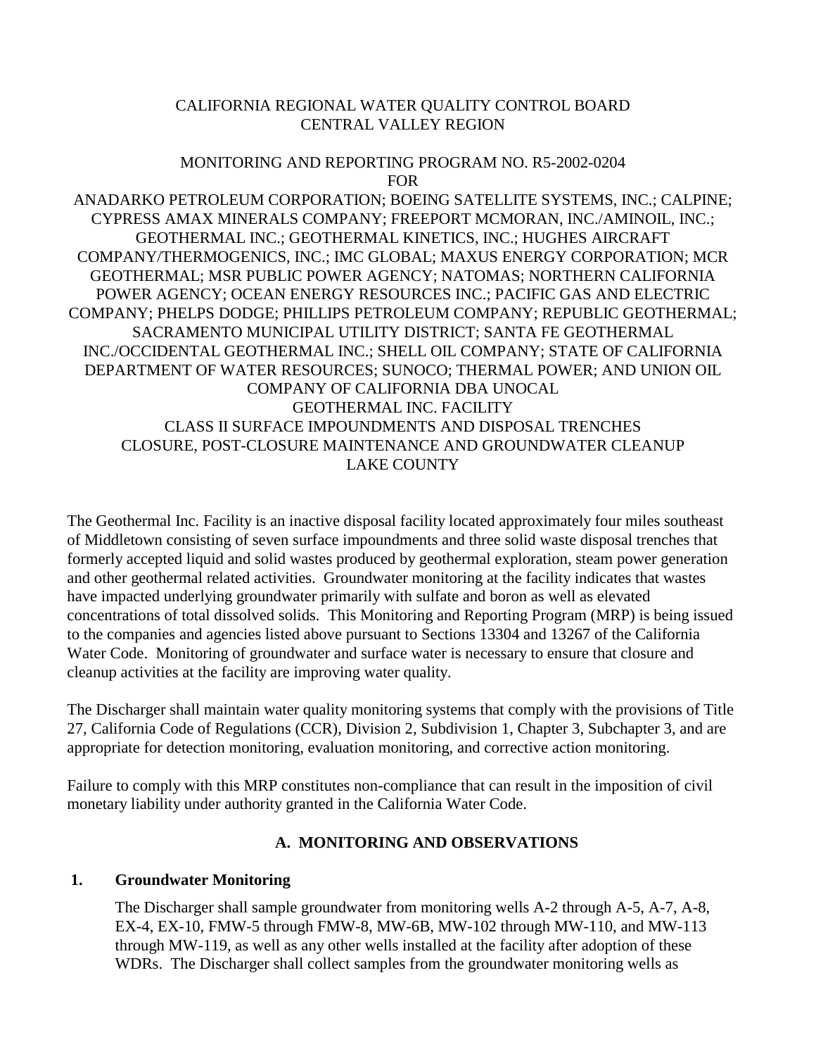CALIFORNIA REGIONAL WATER QUALITY CONTROL BOARD
CENTRAL VALLEY REGION

MONITORING AND REPORTING PROGRAM NO. R5-2002-0204
FOR
ANADARKO PETROLEUM CORPORATION; BOEING SATELLITE SYSTEMS, INC.; CALPINE; CYPRESS AMAX MINERALS COMPANY; FREEPORT MCMORAN, INC./AMINOIL, INC.; GEOTHERMAL INC.; GEOTHERMAL KINETICS, INC.; HUGHES AIRCRAFT COMPANY/THERMOGENICS, INC.; IMC GLOBAL; MAXUS ENERGY CORPORATION; MCR GEOTHERMAL; MSR PUBLIC POWER AGENCY; NATOMAS; NORTHERN CALIFORNIA POWER AGENCY; OCEAN ENERGY RESOURCES INC.; PACIFIC GAS AND ELECTRIC COMPANY; PHELPS DODGE; PHILLIPS PETROLEUM COMPANY; REPUBLIC GEOTHERMAL; SACRAMENTO MUNICIPAL UTILITY DISTRICT; SANTA FE GEOTHERMAL INC./OCCIDENTAL GEOTHERMAL INC.; SHELL OIL COMPANY; STATE OF CALIFORNIA DEPARTMENT OF WATER RESOURCES; SUNOCO; THERMAL POWER; AND UNION OIL COMPANY OF CALIFORNIA DBA UNOCAL
GEOTHERMAL INC. FACILITY
CLASS II SURFACE IMPOUNDMENTS AND DISPOSAL TRENCHES
CLOSURE, POST-CLOSURE MAINTENANCE AND GROUNDWATER CLEANUP
LAKE COUNTY

The Geothermal Inc. Facility is an inactive disposal facility located approximately four miles southeast of Middletown consisting of seven surface impoundments and three solid waste disposal trenches that formerly accepted liquid and solid wastes produced by geothermal exploration, steam power generation and other geothermal related activities. Groundwater monitoring at the facility indicates that wastes have impacted underlying groundwater primarily with sulfate and boron as well as elevated concentrations of total dissolved solids. This Monitoring and Reporting Program (MRP) is being issued to the companies and agencies listed above pursuant to Sections 13304 and 13267 of the California Water Code. Monitoring of groundwater and surface water is necessary to ensure that closure and cleanup activities at the facility are improving water quality.

The Discharger shall maintain water quality monitoring systems that comply with the provisions of Title 27, California Code of Regulations (CCR), Division 2, Subdivision 1, Chapter 3, Subchapter 3, and are appropriate for detection monitoring, evaluation monitoring, and corrective action monitoring.

Failure to comply with this MRP constitutes non-compliance that can result in the imposition of civil monetary liability under authority granted in the California Water Code.

## A. MONITORING AND OBSERVATIONS

### 1. Groundwater Monitoring

The Discharger shall sample groundwater from monitoring wells A-2 through A-5, A-7, A-8, EX-4, EX-10, FMW-5 through FMW-8, MW-6B, MW-102 through MW-110, and MW-113 through MW-119, as well as any other wells installed at the facility after adoption of these WDRs. The Discharger shall collect samples from the groundwater monitoring wells as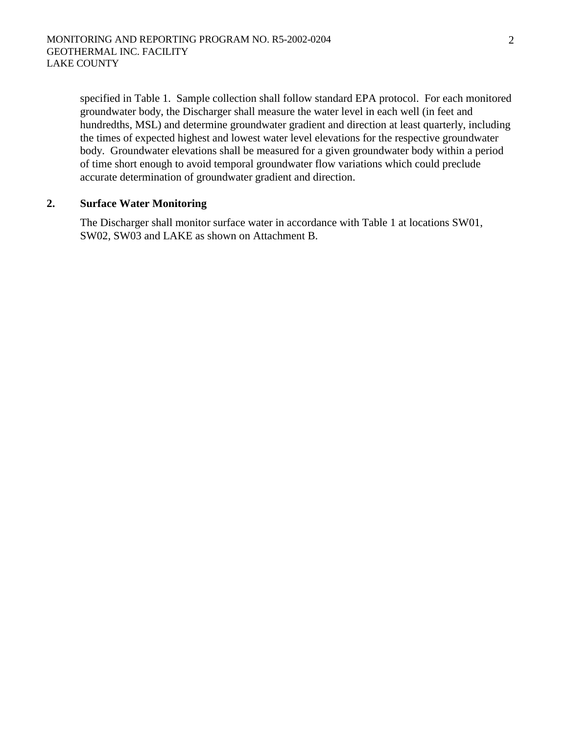specified in Table 1. Sample collection shall follow standard EPA protocol. For each monitored groundwater body, the Discharger shall measure the water level in each well (in feet and hundredths, MSL) and determine groundwater gradient and direction at least quarterly, including the times of expected highest and lowest water level elevations for the respective groundwater body. Groundwater elevations shall be measured for a given groundwater body within a period of time short enough to avoid temporal groundwater flow variations which could preclude accurate determination of groundwater gradient and direction.

**2. Surface Water Monitoring**

The Discharger shall monitor surface water in accordance with Table 1 at locations SW01, SW02, SW03 and LAKE as shown on Attachment B.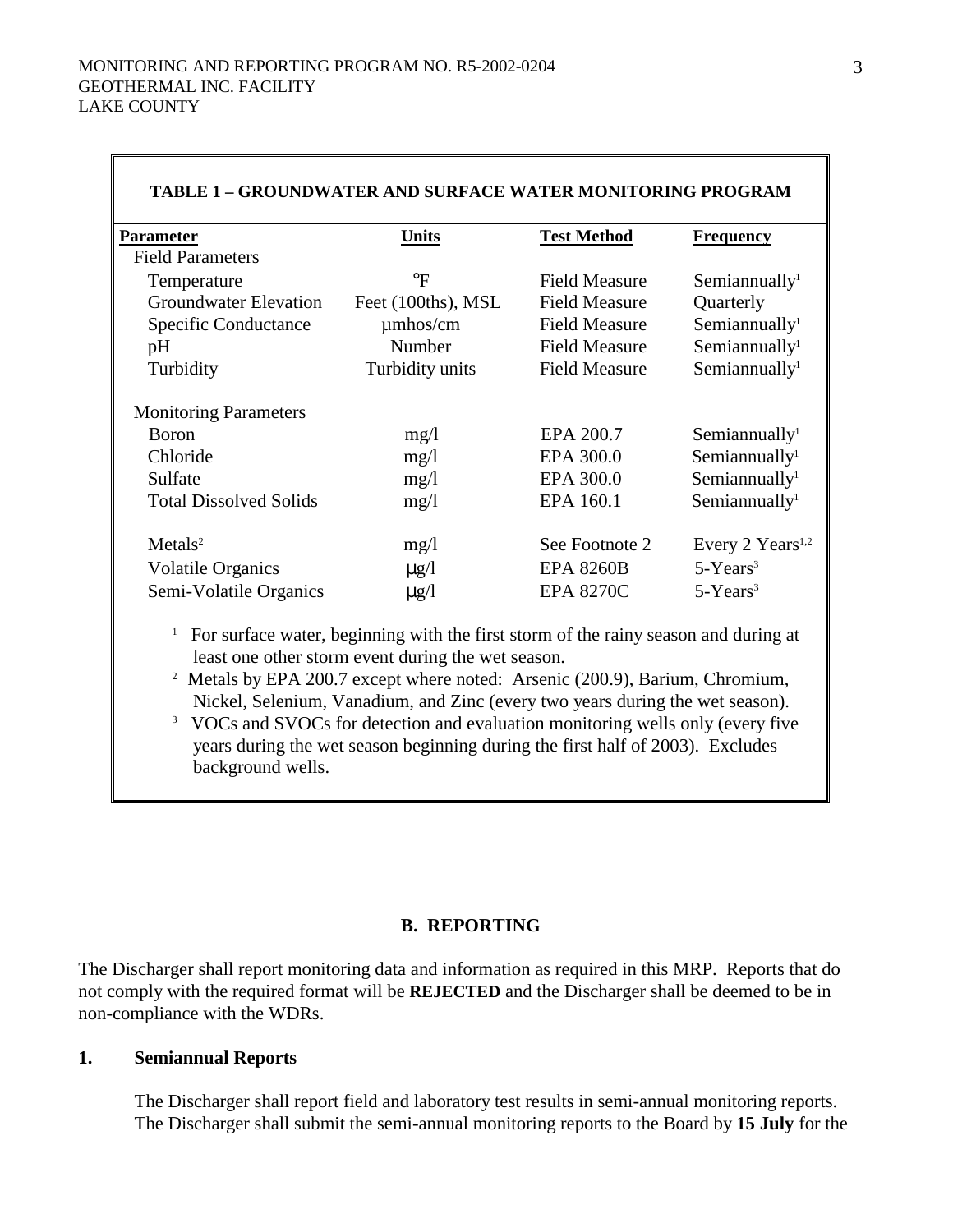**TABLE 1 – GROUNDWATER AND SURFACE WATER MONITORING PROGRAM**

| Parameter | Units | Test Method | Frequency |
|---|---|---|---|
| Field Parameters | | | |
| Temperature | °F | Field Measure | Semiannually[1] |
| Groundwater Elevation | Feet (100ths), MSL | Field Measure | Quarterly |
| Specific Conductance | μmhos/cm | Field Measure | Semiannually[1] |
| pH | Number | Field Measure | Semiannually[1] |
| Turbidity | Turbidity units | Field Measure | Semiannually[1] |
| Monitoring Parameters | | | |
| Boron | mg/l | EPA 200.7 | Semiannually[1] |
| Chloride | mg/l | EPA 300.0 | Semiannually[1] |
| Sulfate | mg/l | EPA 300.0 | Semiannually[1] |
| Total Dissolved Solids | mg/l | EPA 160.1 | Semiannually[1] |
| Metals[2] | mg/l | See Footnote 2 | Every 2 Years[1,2] |
| Volatile Organics | μg/l | EPA 8260B | 5-Years[3] |
| Semi-Volatile Organics | μg/l | EPA 8270C | 5-Years[3] |

[1] For surface water, beginning with the first storm of the rainy season and during at least one other storm event during the wet season.

[2] Metals by EPA 200.7 except where noted: Arsenic (200.9), Barium, Chromium, Nickel, Selenium, Vanadium, and Zinc (every two years during the wet season).

[3] VOCs and SVOCs for detection and evaluation monitoring wells only (every five years during the wet season beginning during the first half of 2003). Excludes background wells.

## B. REPORTING

The Discharger shall report monitoring data and information as required in this MRP. Reports that do not comply with the required format will be **REJECTED** and the Discharger shall be deemed to be in non-compliance with the WDRs.

### 1. Semiannual Reports

The Discharger shall report field and laboratory test results in semi-annual monitoring reports. The Discharger shall submit the semi-annual monitoring reports to the Board by **15 July** for the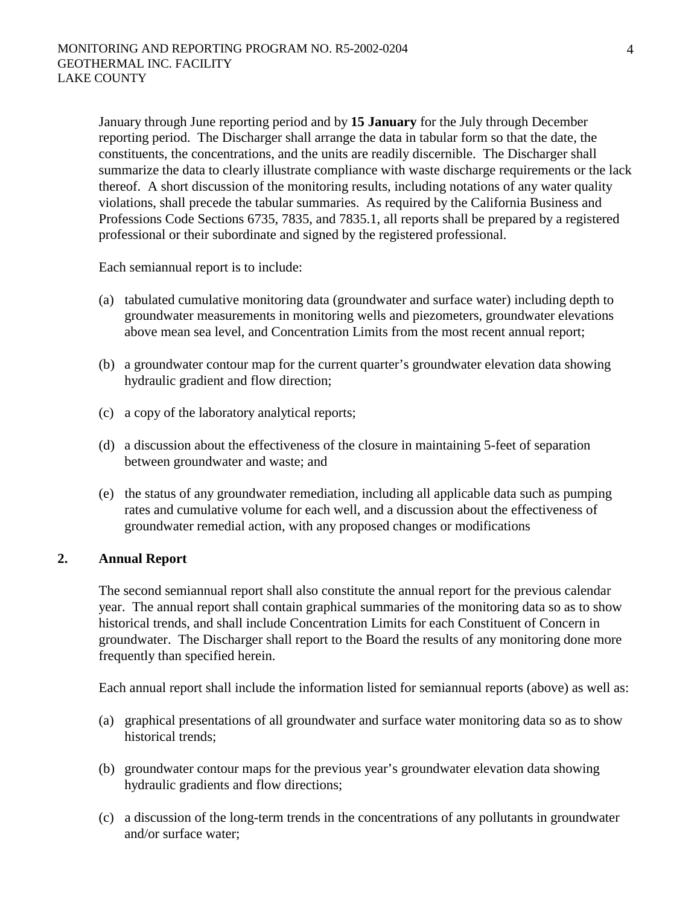January through June reporting period and by **15 January** for the July through December reporting period. The Discharger shall arrange the data in tabular form so that the date, the constituents, the concentrations, and the units are readily discernible. The Discharger shall summarize the data to clearly illustrate compliance with waste discharge requirements or the lack thereof. A short discussion of the monitoring results, including notations of any water quality violations, shall precede the tabular summaries. As required by the California Business and Professions Code Sections 6735, 7835, and 7835.1, all reports shall be prepared by a registered professional or their subordinate and signed by the registered professional.

Each semiannual report is to include:

(a) tabulated cumulative monitoring data (groundwater and surface water) including depth to groundwater measurements in monitoring wells and piezometers, groundwater elevations above mean sea level, and Concentration Limits from the most recent annual report;

(b) a groundwater contour map for the current quarter's groundwater elevation data showing hydraulic gradient and flow direction;

(c) a copy of the laboratory analytical reports;

(d) a discussion about the effectiveness of the closure in maintaining 5-feet of separation between groundwater and waste; and

(e) the status of any groundwater remediation, including all applicable data such as pumping rates and cumulative volume for each well, and a discussion about the effectiveness of groundwater remedial action, with any proposed changes or modifications

## 2. Annual Report

The second semiannual report shall also constitute the annual report for the previous calendar year. The annual report shall contain graphical summaries of the monitoring data so as to show historical trends, and shall include Concentration Limits for each Constituent of Concern in groundwater. The Discharger shall report to the Board the results of any monitoring done more frequently than specified herein.

Each annual report shall include the information listed for semiannual reports (above) as well as:

(a) graphical presentations of all groundwater and surface water monitoring data so as to show historical trends;

(b) groundwater contour maps for the previous year's groundwater elevation data showing hydraulic gradients and flow directions;

(c) a discussion of the long-term trends in the concentrations of any pollutants in groundwater and/or surface water;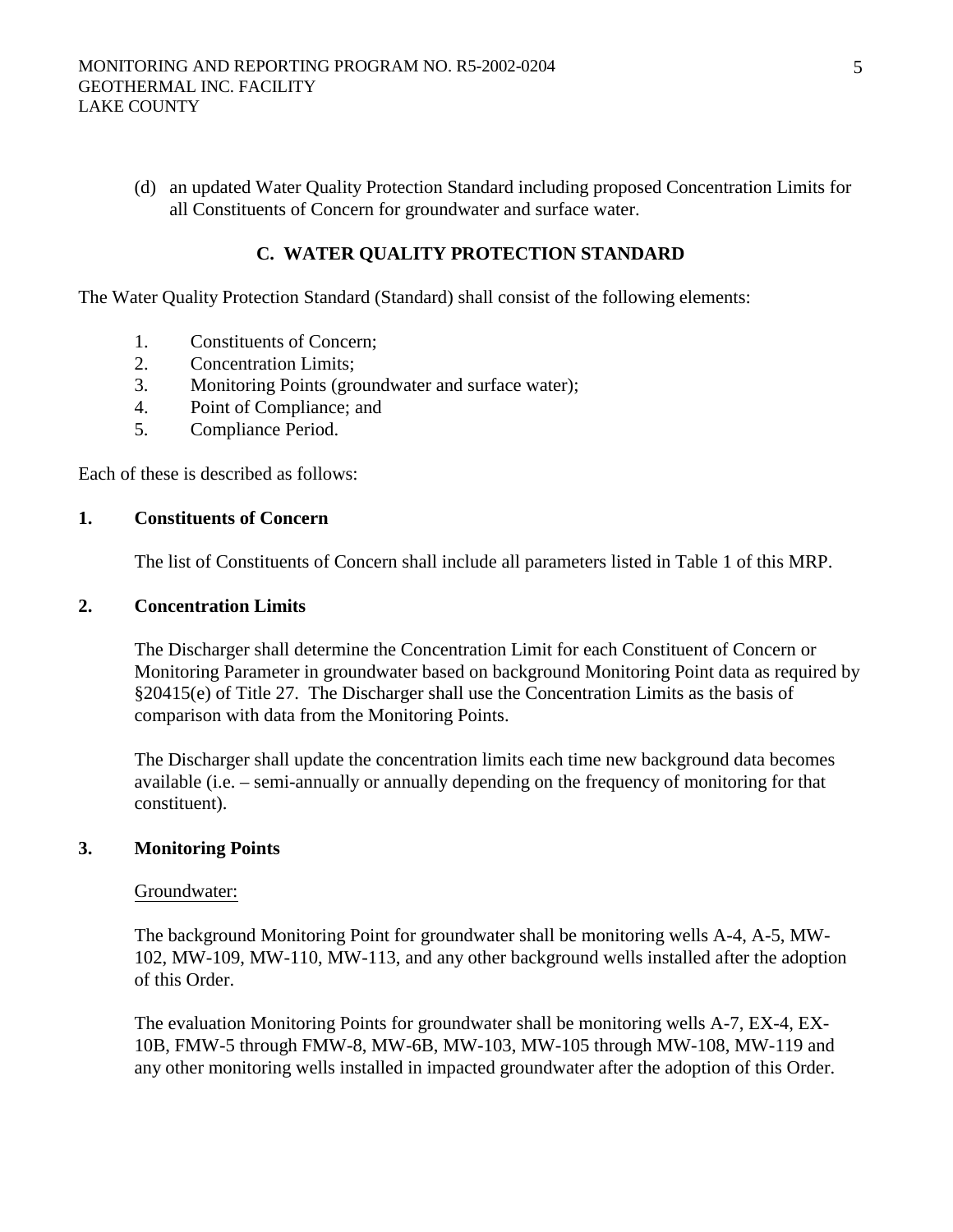(d) an updated Water Quality Protection Standard including proposed Concentration Limits for all Constituents of Concern for groundwater and surface water.

## C. WATER QUALITY PROTECTION STANDARD

The Water Quality Protection Standard (Standard) shall consist of the following elements:

1. Constituents of Concern;
2. Concentration Limits;
3. Monitoring Points (groundwater and surface water);
4. Point of Compliance; and
5. Compliance Period.

Each of these is described as follows:

### 1. Constituents of Concern

The list of Constituents of Concern shall include all parameters listed in Table 1 of this MRP.

### 2. Concentration Limits

The Discharger shall determine the Concentration Limit for each Constituent of Concern or Monitoring Parameter in groundwater based on background Monitoring Point data as required by §20415(e) of Title 27. The Discharger shall use the Concentration Limits as the basis of comparison with data from the Monitoring Points.

The Discharger shall update the concentration limits each time new background data becomes available (i.e. – semi-annually or annually depending on the frequency of monitoring for that constituent).

### 3. Monitoring Points

Groundwater:

The background Monitoring Point for groundwater shall be monitoring wells A-4, A-5, MW-102, MW-109, MW-110, MW-113, and any other background wells installed after the adoption of this Order.

The evaluation Monitoring Points for groundwater shall be monitoring wells A-7, EX-4, EX-10B, FMW-5 through FMW-8, MW-6B, MW-103, MW-105 through MW-108, MW-119 and any other monitoring wells installed in impacted groundwater after the adoption of this Order.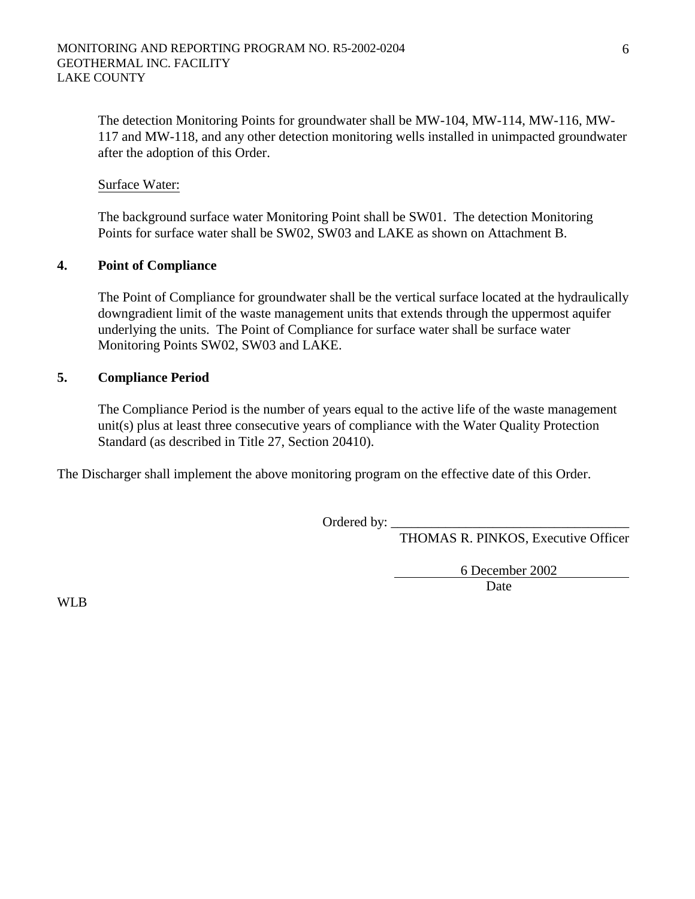The detection Monitoring Points for groundwater shall be MW-104, MW-114, MW-116, MW-117 and MW-118, and any other detection monitoring wells installed in unimpacted groundwater after the adoption of this Order.

Surface Water:

The background surface water Monitoring Point shall be SW01. The detection Monitoring Points for surface water shall be SW02, SW03 and LAKE as shown on Attachment B.

**4. Point of Compliance**

The Point of Compliance for groundwater shall be the vertical surface located at the hydraulically downgradient limit of the waste management units that extends through the uppermost aquifer underlying the units. The Point of Compliance for surface water shall be surface water Monitoring Points SW02, SW03 and LAKE.

**5. Compliance Period**

The Compliance Period is the number of years equal to the active life of the waste management unit(s) plus at least three consecutive years of compliance with the Water Quality Protection Standard (as described in Title 27, Section 20410).

The Discharger shall implement the above monitoring program on the effective date of this Order.

Ordered by: ___________________________________
THOMAS R. PINKOS, Executive Officer

6 December 2002
Date

WLB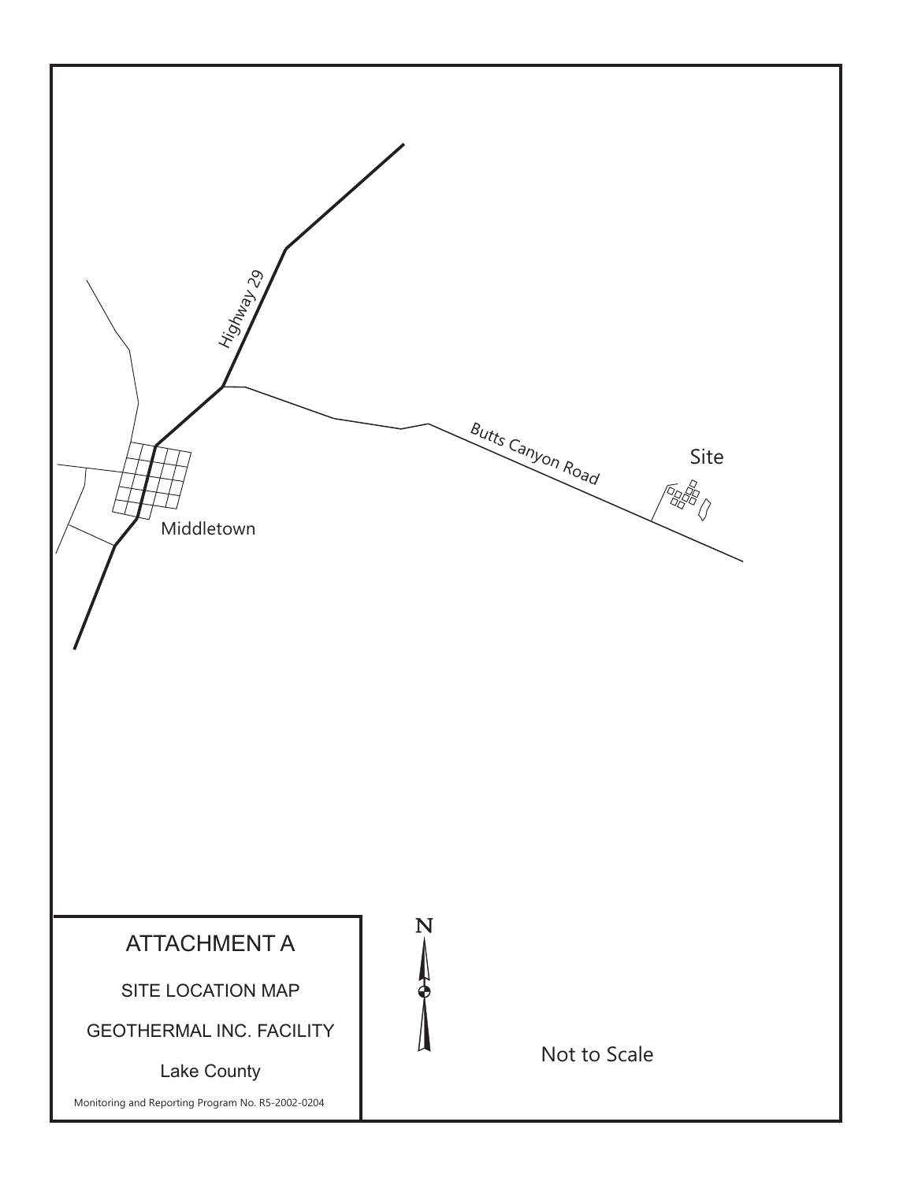Highway 29

Butts Canyon Road

Site

Middletown

N

Not to Scale

# ATTACHMENT A

SITE LOCATION MAP

GEOTHERMAL INC. FACILITY

Lake County

Monitoring and Reporting Program No. R5-2002-0204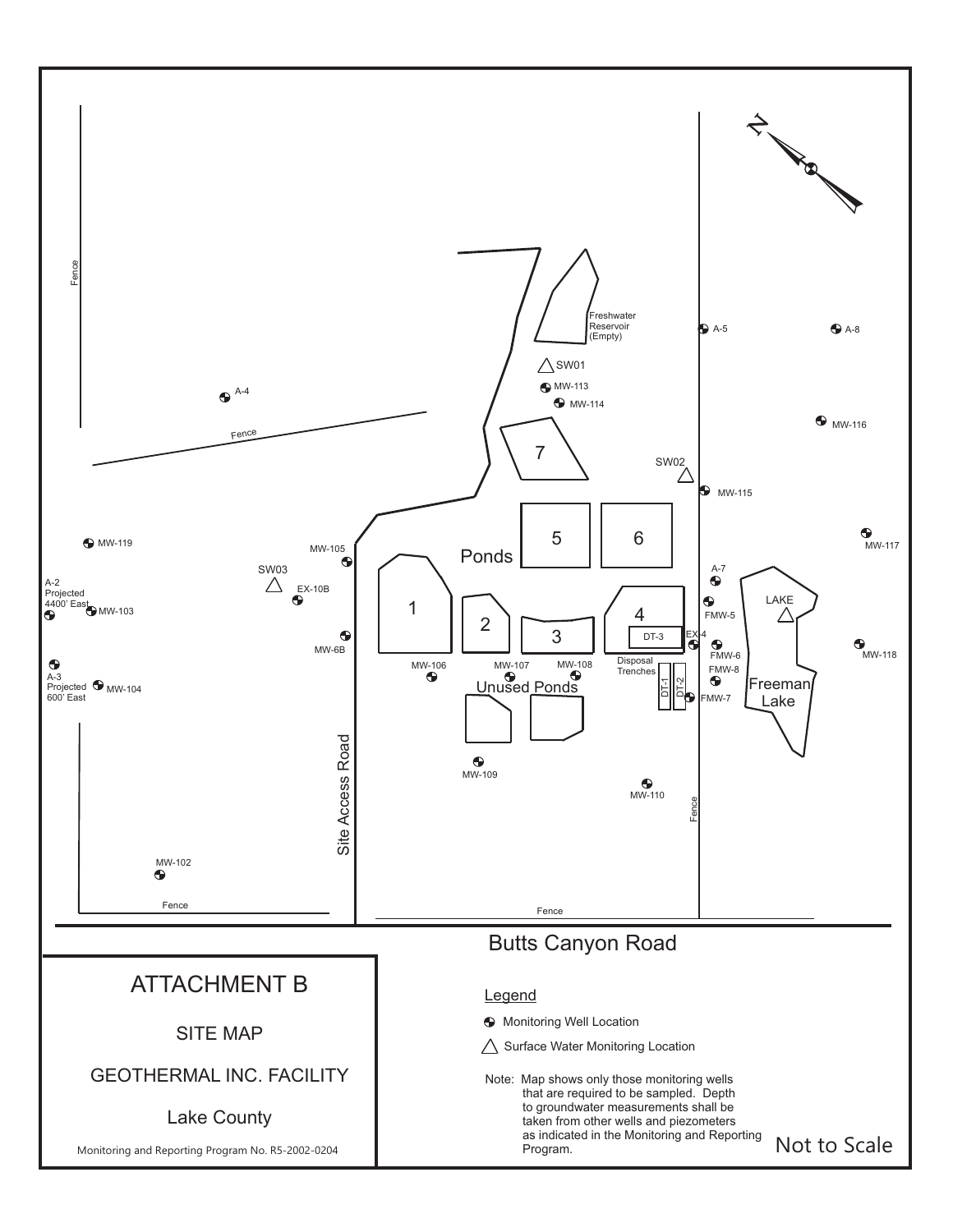# ATTACHMENT B

SITE MAP

GEOTHERMAL INC. FACILITY

Lake County

Monitoring and Reporting Program No. R5-2002-0204

N

Fence

A-4

Fence

Freshwater Reservoir (Empty)

A-5

A-8

SW01

MW-113

MW-114

MW-116

7

SW02

MW-115

5

6

MW-119

MW-105

Ponds

MW-117

SW03

A-7

A-2 Projected 4400' East

EX-10B

1

LAKE

MW-103

2

4

FMW-5

3

DT-3

EX-4

MW-6B

MW-118

FMW-6

MW-106

MW-107

MW-108

Disposal Trenches

FMW-8

A-3 Projected 600' East

MW-104

Unused Ponds

DT-1

DT-2

Freeman Lake

FMW-7

Site Access Road

MW-109

MW-110

Fence

MW-102

Fence

Fence

Butts Canyon Road

Legend

Monitoring Well Location

Surface Water Monitoring Location

Note: Map shows only those monitoring wells that are required to be sampled. Depth to groundwater measurements shall be taken from other wells and piezometers as indicated in the Monitoring and Reporting Program.

Not to Scale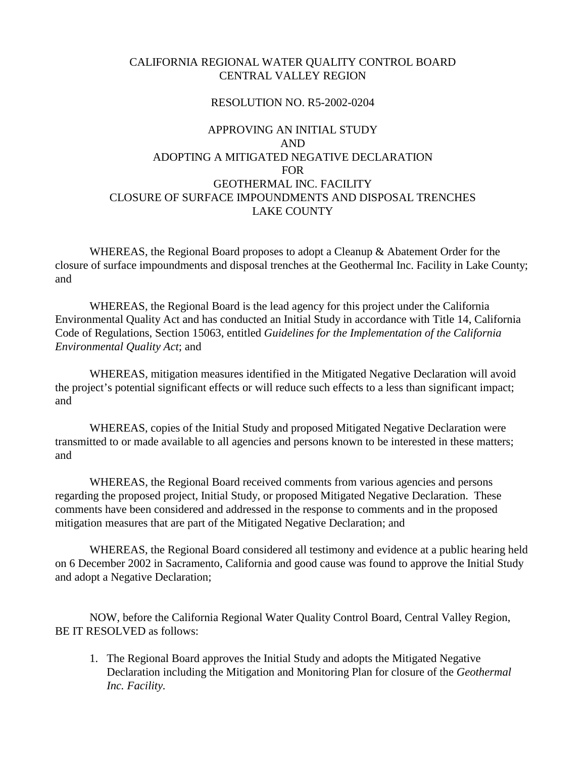CALIFORNIA REGIONAL WATER QUALITY CONTROL BOARD
CENTRAL VALLEY REGION

RESOLUTION NO. R5-2002-0204

APPROVING AN INITIAL STUDY
AND
ADOPTING A MITIGATED NEGATIVE DECLARATION
FOR
GEOTHERMAL INC. FACILITY
CLOSURE OF SURFACE IMPOUNDMENTS AND DISPOSAL TRENCHES
LAKE COUNTY

WHEREAS, the Regional Board proposes to adopt a Cleanup & Abatement Order for the closure of surface impoundments and disposal trenches at the Geothermal Inc. Facility in Lake County; and

WHEREAS, the Regional Board is the lead agency for this project under the California Environmental Quality Act and has conducted an Initial Study in accordance with Title 14, California Code of Regulations, Section 15063, entitled *Guidelines for the Implementation of the California Environmental Quality Act*; and

WHEREAS, mitigation measures identified in the Mitigated Negative Declaration will avoid the project's potential significant effects or will reduce such effects to a less than significant impact; and

WHEREAS, copies of the Initial Study and proposed Mitigated Negative Declaration were transmitted to or made available to all agencies and persons known to be interested in these matters; and

WHEREAS, the Regional Board received comments from various agencies and persons regarding the proposed project, Initial Study, or proposed Mitigated Negative Declaration. These comments have been considered and addressed in the response to comments and in the proposed mitigation measures that are part of the Mitigated Negative Declaration; and

WHEREAS, the Regional Board considered all testimony and evidence at a public hearing held on 6 December 2002 in Sacramento, California and good cause was found to approve the Initial Study and adopt a Negative Declaration;

NOW, before the California Regional Water Quality Control Board, Central Valley Region, BE IT RESOLVED as follows:

1. The Regional Board approves the Initial Study and adopts the Mitigated Negative Declaration including the Mitigation and Monitoring Plan for closure of the *Geothermal Inc. Facility.*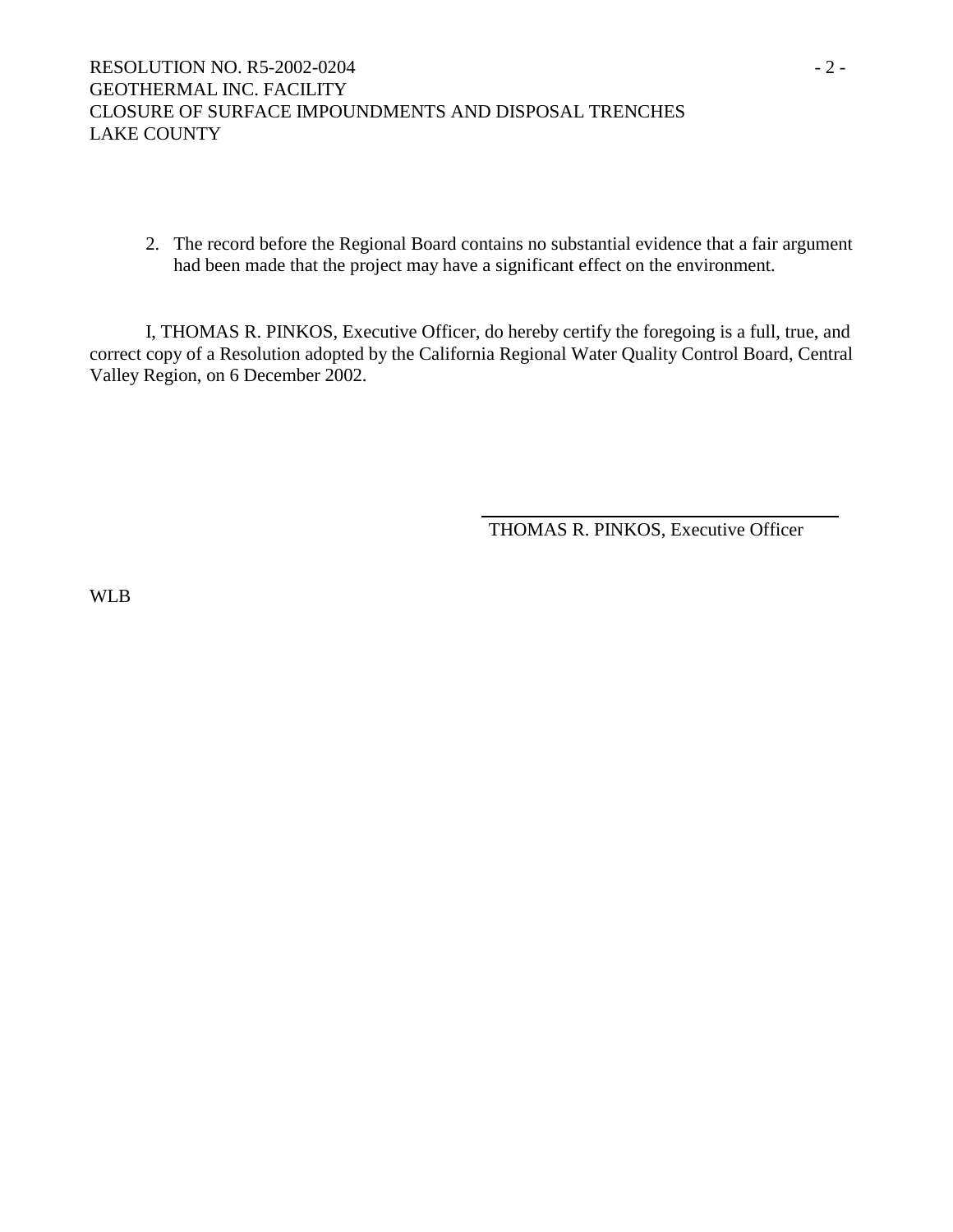2. The record before the Regional Board contains no substantial evidence that a fair argument had been made that the project may have a significant effect on the environment.

I, THOMAS R. PINKOS, Executive Officer, do hereby certify the foregoing is a full, true, and correct copy of a Resolution adopted by the California Regional Water Quality Control Board, Central Valley Region, on 6 December 2002.

THOMAS R. PINKOS, Executive Officer

WLB